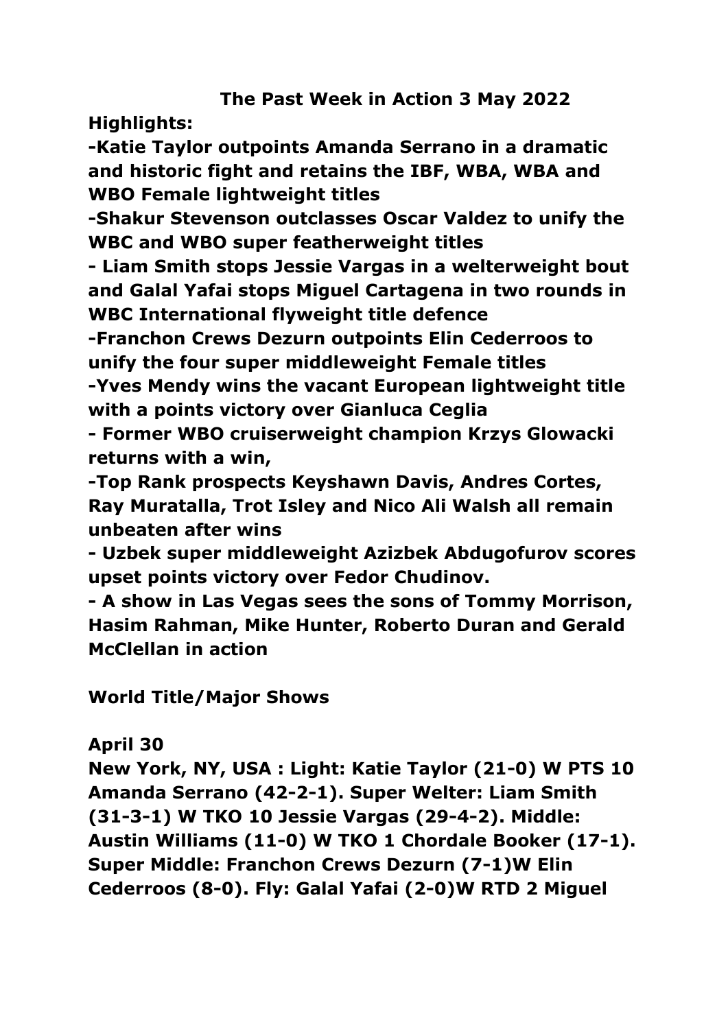# The Past Week in Action 3 May 2022

**Highlights:**

**-Katie Taylor outpoints Amanda Serrano in a dramatic and historic fight and retains the IBF, WBA, WBA and WBO Female lightweight titles**

**-Shakur Stevenson outclasses Oscar Valdez to unify the WBC and WBO super featherweight titles**

**- Liam Smith stops Jessie Vargas in a welterweight bout and Galal Yafai stops Miguel Cartagena in two rounds in WBC International flyweight title defence**

**-Franchon Crews Dezurn outpoints Elin Cederroos to unify the four super middleweight Female titles**

**-Yves Mendy wins the vacant European lightweight title with a points victory over Gianluca Ceglia**

**- Former WBO cruiserweight champion Krzys Glowacki returns with a win,**

**-Top Rank prospects Keyshawn Davis, Andres Cortes, Ray Muratalla, Trot Isley and Nico Ali Walsh all remain unbeaten after wins**

**- Uzbek super middleweight Azizbek Abdugofurov scores upset points victory over Fedor Chudinov.**

**- A show in Las Vegas sees the sons of Tommy Morrison, Hasim Rahman, Mike Hunter, Roberto Duran and Gerald McClellan in action**

## World Title/Major Shows

**April 30**

**New York, NY, USA : Light: Katie Taylor (21-0) W PTS 10 Amanda Serrano (42-2-1). Super Welter: Liam Smith (31-3-1) W TKO 10 Jessie Vargas (29-4-2). Middle: Austin Williams (11-0) W TKO 1 Chordale Booker (17-1). Super Middle: Franchon Crews Dezurn (7-1)W Elin Cederroos (8-0). Fly: Galal Yafai (2-0)W RTD 2 Miguel**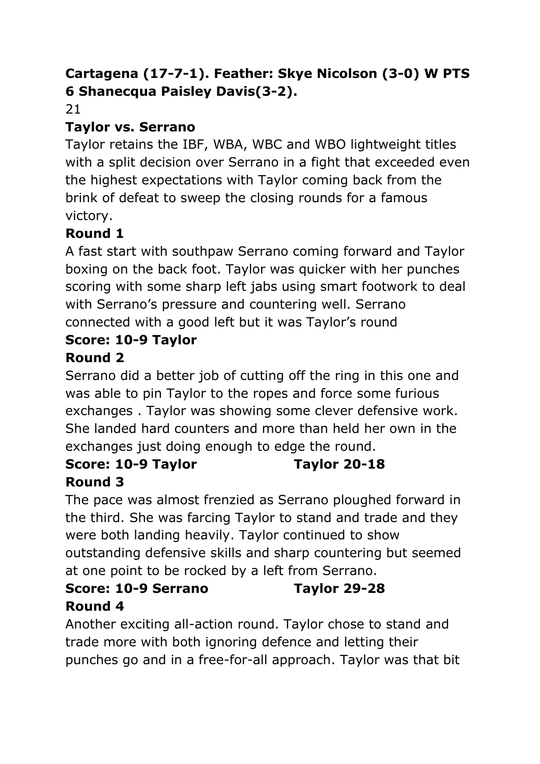**Cartagena (17-7-1). Feather: Skye Nicolson (3-0) W PTS 6 Shanecqua Paisley Davis(3-2).**

21

**Taylor vs. Serrano**

Taylor retains the IBF, WBA, WBC and WBO lightweight titles with a split decision over Serrano in a fight that exceeded even the highest expectations with Taylor coming back from the brink of defeat to sweep the closing rounds for a famous victory.

**Round 1**

A fast start with southpaw Serrano coming forward and Taylor boxing on the back foot. Taylor was quicker with her punches scoring with some sharp left jabs using smart footwork to deal with Serrano's pressure and countering well. Serrano connected with a good left but it was Taylor's round

**Score: 10-9 Taylor**

**Round 2**

Serrano did a better job of cutting off the ring in this one and was able to pin Taylor to the ropes and force some furious exchanges . Taylor was showing some clever defensive work. She landed hard counters and more than held her own in the exchanges just doing enough to edge the round.

**Score: 10-9 Taylor Taylor 20-18**

**Round 3**

The pace was almost frenzied as Serrano ploughed forward in the third. She was farcing Taylor to stand and trade and they were both landing heavily. Taylor continued to show outstanding defensive skills and sharp countering but seemed at one point to be rocked by a left from Serrano.

**Score: 10-9 Serrano Taylor 29-28**

**Round 4**

Another exciting all-action round. Taylor chose to stand and trade more with both ignoring defence and letting their punches go and in a free-for-all approach. Taylor was that bit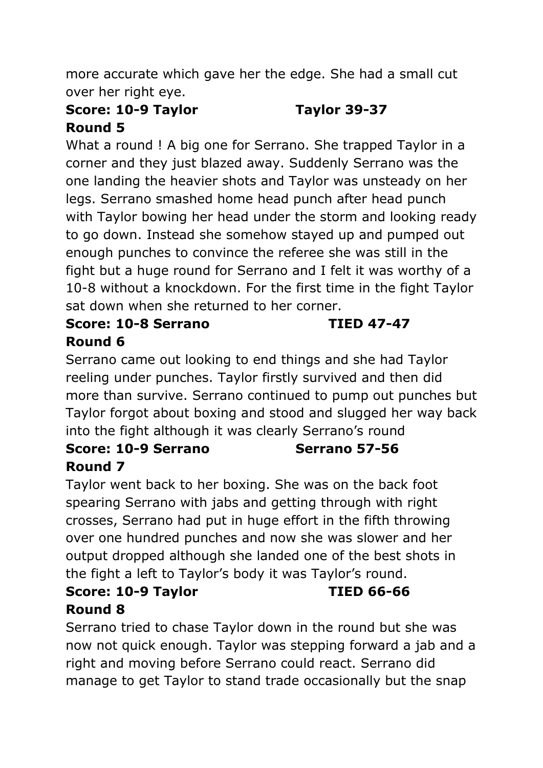more accurate which gave her the edge. She had a small cut over her right eye.

**Score: 10-9 Taylor Taylor 39-37**

**Round 5**

What a round ! A big one for Serrano. She trapped Taylor in a corner and they just blazed away. Suddenly Serrano was the one landing the heavier shots and Taylor was unsteady on her legs. Serrano smashed home head punch after head punch with Taylor bowing her head under the storm and looking ready to go down. Instead she somehow stayed up and pumped out enough punches to convince the referee she was still in the fight but a huge round for Serrano and I felt it was worthy of a 10-8 without a knockdown. For the first time in the fight Taylor sat down when she returned to her corner.

**Score: 10-8 Serrano TIED 47-47**

**Round 6**

Serrano came out looking to end things and she had Taylor reeling under punches. Taylor firstly survived and then did more than survive. Serrano continued to pump out punches but Taylor forgot about boxing and stood and slugged her way back into the fight although it was clearly Serrano's round

**Score: 10-9 Serrano Serrano 57-56**

**Round 7**

Taylor went back to her boxing. She was on the back foot spearing Serrano with jabs and getting through with right crosses, Serrano had put in huge effort in the fifth throwing over one hundred punches and now she was slower and her output dropped although she landed one of the best shots in the fight a left to Taylor's body it was Taylor's round.

**Score: 10-9 Taylor TIED 66-66**

**Round 8**

Serrano tried to chase Taylor down in the round but she was now not quick enough. Taylor was stepping forward a jab and a right and moving before Serrano could react. Serrano did manage to get Taylor to stand trade occasionally but the snap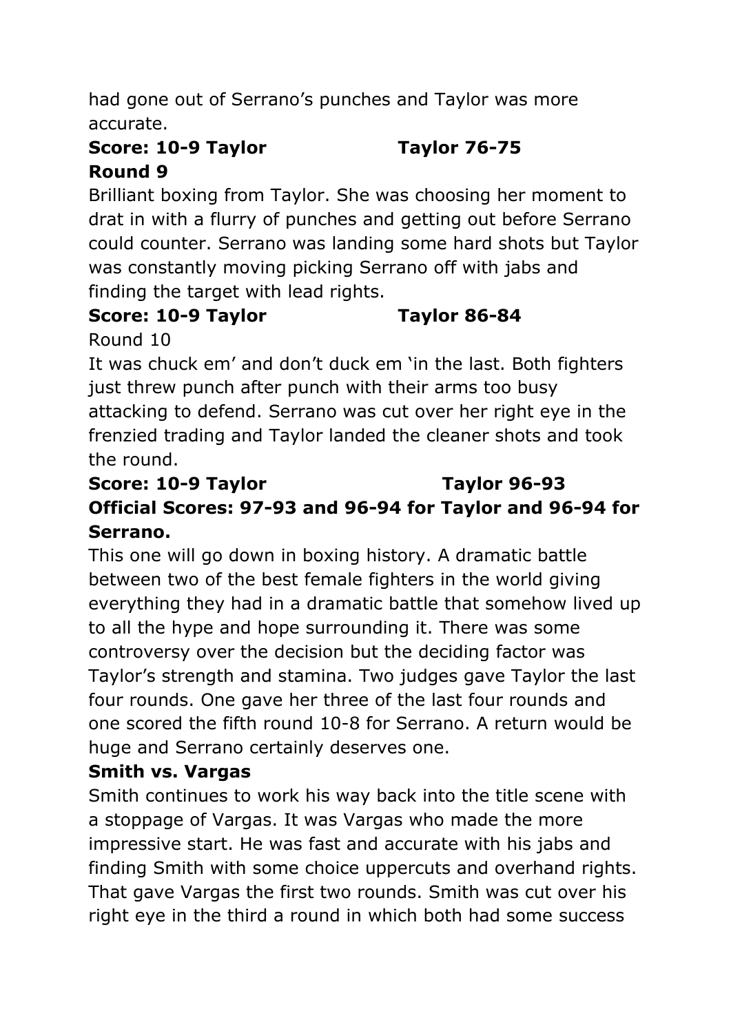had gone out of Serrano's punches and Taylor was more accurate.

**Score: 10-9 Taylor Taylor 76-75**

**Round 9**

Brilliant boxing from Taylor. She was choosing her moment to drat in with a flurry of punches and getting out before Serrano could counter. Serrano was landing some hard shots but Taylor was constantly moving picking Serrano off with jabs and finding the target with lead rights.

**Score: 10-9 Taylor Taylor 86-84**

Round 10

It was chuck em' and don't duck em 'in the last. Both fighters just threw punch after punch with their arms too busy attacking to defend. Serrano was cut over her right eye in the frenzied trading and Taylor landed the cleaner shots and took the round.

**Score: 10-9 Taylor Taylor 96-93**

**Official Scores: 97-93 and 96-94 for Taylor and 96-94 for Serrano.**

This one will go down in boxing history. A dramatic battle between two of the best female fighters in the world giving everything they had in a dramatic battle that somehow lived up to all the hype and hope surrounding it. There was some controversy over the decision but the deciding factor was Taylor's strength and stamina. Two judges gave Taylor the last four rounds. One gave her three of the last four rounds and one scored the fifth round 10-8 for Serrano. A return would be huge and Serrano certainly deserves one.

**Smith vs. Vargas**

Smith continues to work his way back into the title scene with a stoppage of Vargas. It was Vargas who made the more impressive start. He was fast and accurate with his jabs and finding Smith with some choice uppercuts and overhand rights. That gave Vargas the first two rounds. Smith was cut over his right eye in the third a round in which both had some success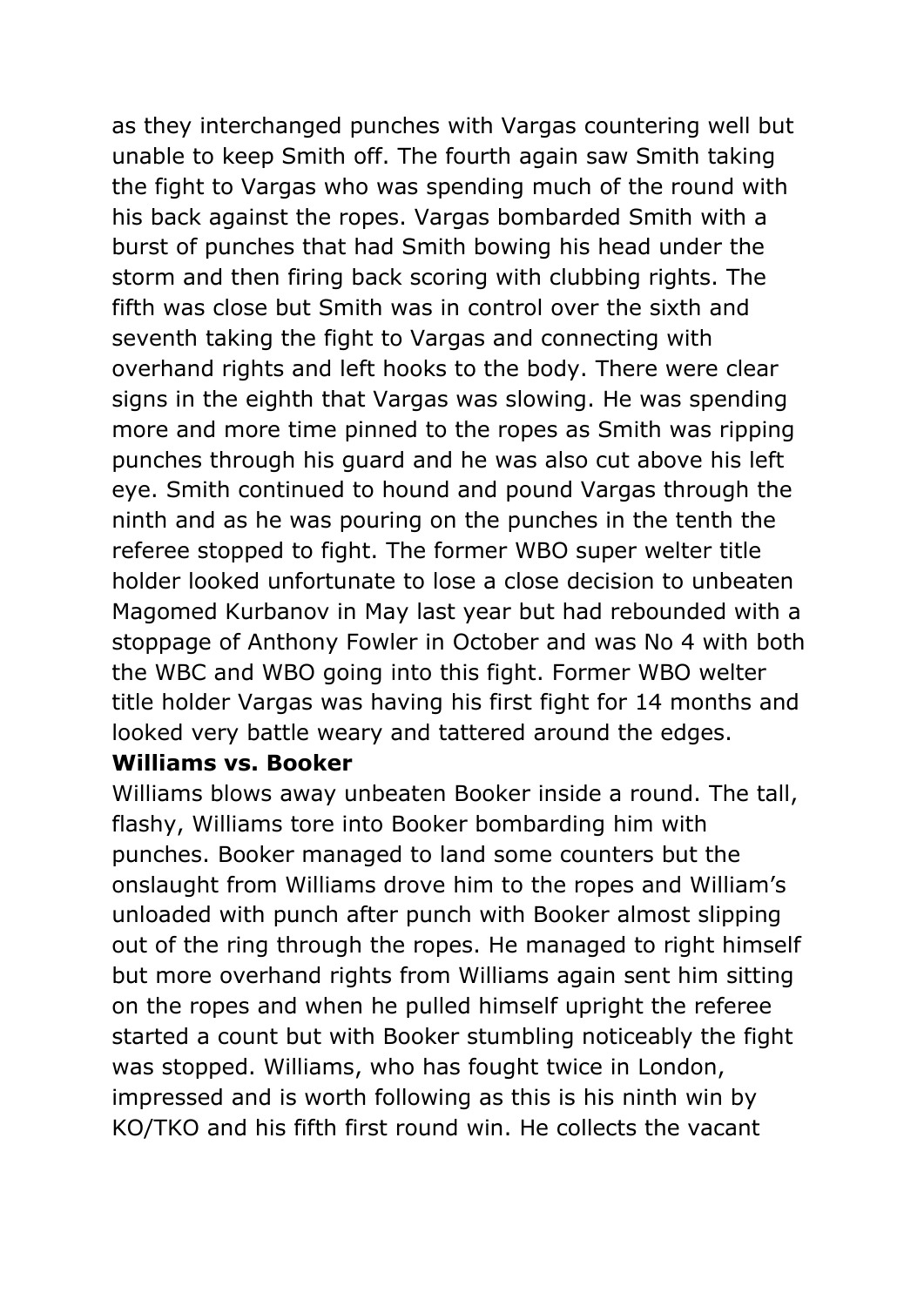as they interchanged punches with Vargas countering well but unable to keep Smith off. The fourth again saw Smith taking the fight to Vargas who was spending much of the round with his back against the ropes. Vargas bombarded Smith with a burst of punches that had Smith bowing his head under the storm and then firing back scoring with clubbing rights. The fifth was close but Smith was in control over the sixth and seventh taking the fight to Vargas and connecting with overhand rights and left hooks to the body. There were clear signs in the eighth that Vargas was slowing. He was spending more and more time pinned to the ropes as Smith was ripping punches through his guard and he was also cut above his left eye. Smith continued to hound and pound Vargas through the ninth and as he was pouring on the punches in the tenth the referee stopped to fight. The former WBO super welter title holder looked unfortunate to lose a close decision to unbeaten Magomed Kurbanov in May last year but had rebounded with a stoppage of Anthony Fowler in October and was No 4 with both the WBC and WBO going into this fight. Former WBO welter title holder Vargas was having his first fight for 14 months and looked very battle weary and tattered around the edges.

**Williams vs. Booker**

Williams blows away unbeaten Booker inside a round. The tall, flashy, Williams tore into Booker bombarding him with punches. Booker managed to land some counters but the onslaught from Williams drove him to the ropes and William's unloaded with punch after punch with Booker almost slipping out of the ring through the ropes. He managed to right himself but more overhand rights from Williams again sent him sitting on the ropes and when he pulled himself upright the referee started a count but with Booker stumbling noticeably the fight was stopped. Williams, who has fought twice in London, impressed and is worth following as this is his ninth win by KO/TKO and his fifth first round win. He collects the vacant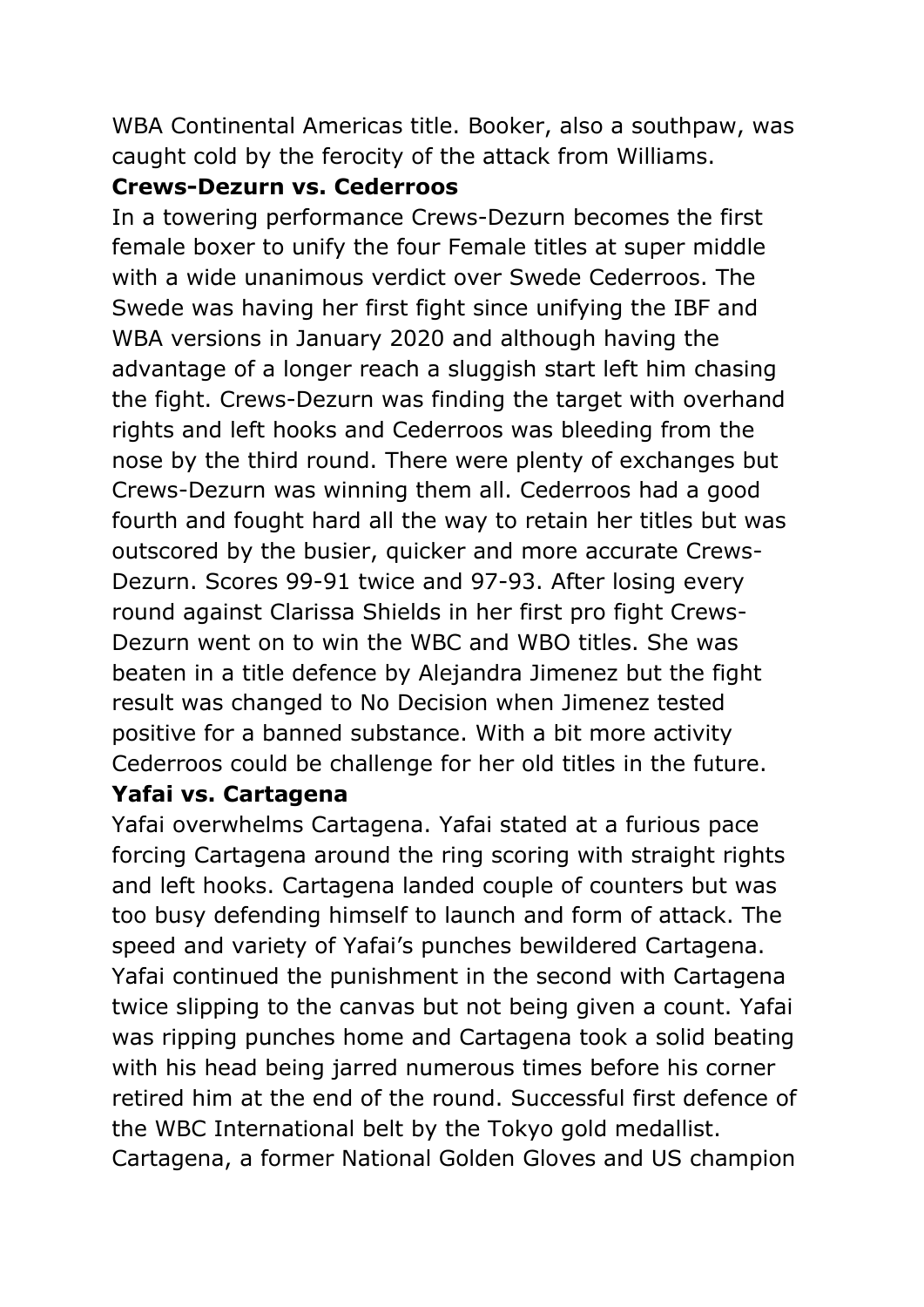WBA Continental Americas title. Booker, also a southpaw, was caught cold by the ferocity of the attack from Williams.

**Crews-Dezurn vs. Cederroos**

In a towering performance Crews-Dezurn becomes the first female boxer to unify the four Female titles at super middle with a wide unanimous verdict over Swede Cederroos. The Swede was having her first fight since unifying the IBF and WBA versions in January 2020 and although having the advantage of a longer reach a sluggish start left him chasing the fight. Crews-Dezurn was finding the target with overhand rights and left hooks and Cederroos was bleeding from the nose by the third round. There were plenty of exchanges but Crews-Dezurn was winning them all. Cederroos had a good fourth and fought hard all the way to retain her titles but was outscored by the busier, quicker and more accurate Crews-Dezurn. Scores 99-91 twice and 97-93. After losing every round against Clarissa Shields in her first pro fight Crews-Dezurn went on to win the WBC and WBO titles. She was beaten in a title defence by Alejandra Jimenez but the fight result was changed to No Decision when Jimenez tested positive for a banned substance. With a bit more activity Cederroos could be challenge for her old titles in the future.

**Yafai vs. Cartagena**

Yafai overwhelms Cartagena. Yafai stated at a furious pace forcing Cartagena around the ring scoring with straight rights and left hooks. Cartagena landed couple of counters but was too busy defending himself to launch and form of attack. The speed and variety of Yafai's punches bewildered Cartagena. Yafai continued the punishment in the second with Cartagena twice slipping to the canvas but not being given a count. Yafai was ripping punches home and Cartagena took a solid beating with his head being jarred numerous times before his corner retired him at the end of the round. Successful first defence of the WBC International belt by the Tokyo gold medallist. Cartagena, a former National Golden Gloves and US champion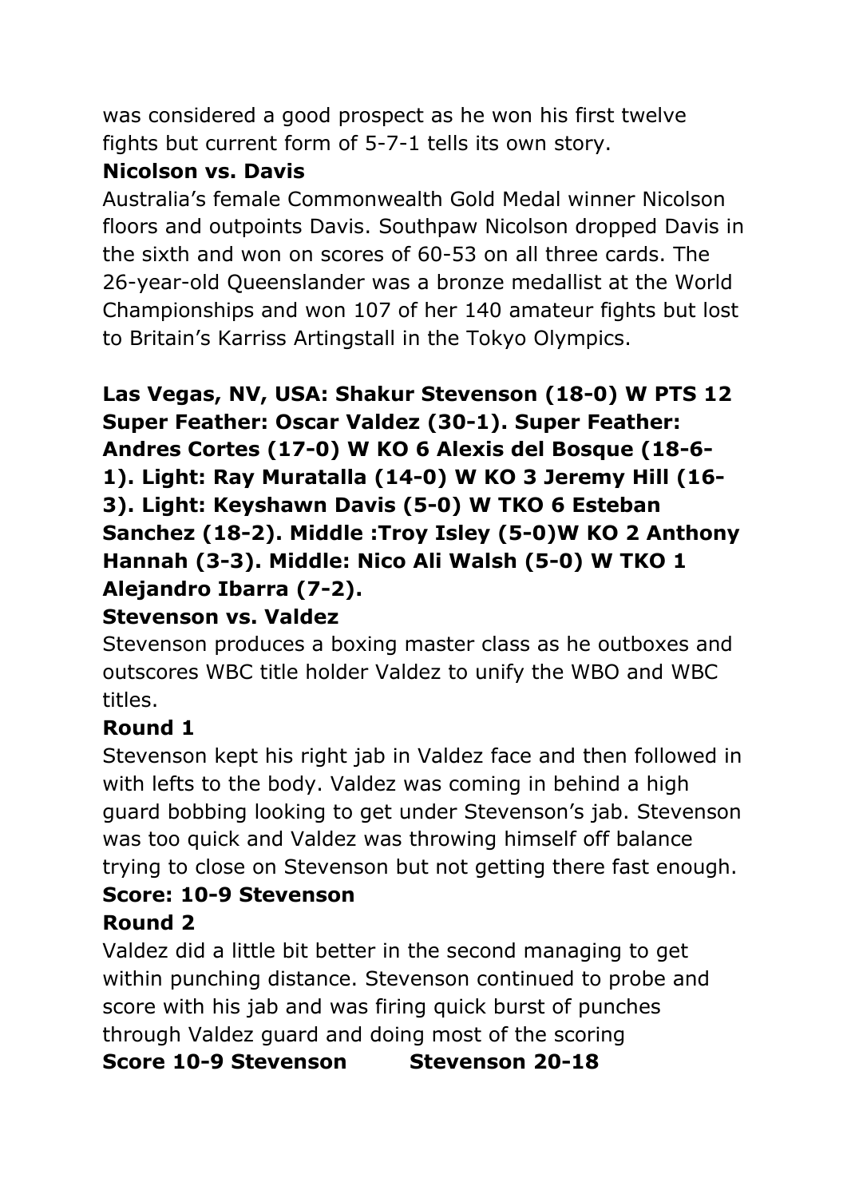was considered a good prospect as he won his first twelve fights but current form of 5-7-1 tells its own story.

**Nicolson vs. Davis**

Australia's female Commonwealth Gold Medal winner Nicolson floors and outpoints Davis. Southpaw Nicolson dropped Davis in the sixth and won on scores of 60-53 on all three cards. The 26-year-old Queenslander was a bronze medallist at the World Championships and won 107 of her 140 amateur fights but lost to Britain's Karriss Artingstall in the Tokyo Olympics.

**Las Vegas, NV, USA: Shakur Stevenson (18-0) W PTS 12 Super Feather: Oscar Valdez (30-1). Super Feather: Andres Cortes (17-0) W KO 6 Alexis del Bosque (18-6-1). Light: Ray Muratalla (14-0) W KO 3 Jeremy Hill (16-3). Light: Keyshawn Davis (5-0) W TKO 6 Esteban Sanchez (18-2). Middle :Troy Isley (5-0)W KO 2 Anthony Hannah (3-3). Middle: Nico Ali Walsh (5-0) W TKO 1 Alejandro Ibarra (7-2).**

**Stevenson vs. Valdez**

Stevenson produces a boxing master class as he outboxes and outscores WBC title holder Valdez to unify the WBO and WBC titles.

**Round 1**

Stevenson kept his right jab in Valdez face and then followed in with lefts to the body. Valdez was coming in behind a high guard bobbing looking to get under Stevenson's jab. Stevenson was too quick and Valdez was throwing himself off balance trying to close on Stevenson but not getting there fast enough.

**Score: 10-9 Stevenson**

**Round 2**

Valdez did a little bit better in the second managing to get within punching distance. Stevenson continued to probe and score with his jab and was firing quick burst of punches through Valdez guard and doing most of the scoring

**Score 10-9 Stevenson Stevenson 20-18**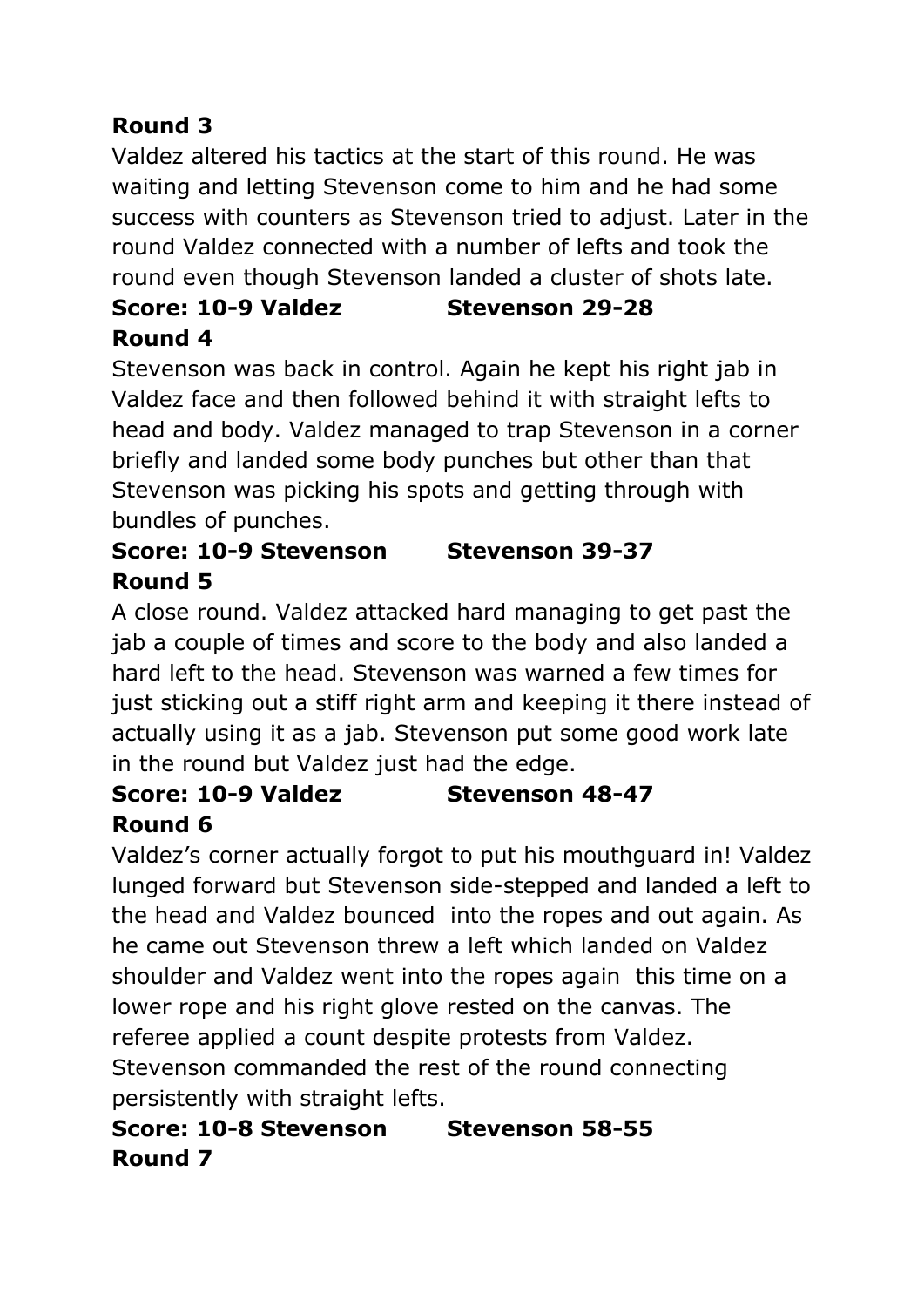**Round 3**

Valdez altered his tactics at the start of this round. He was waiting and letting Stevenson come to him and he had some success with counters as Stevenson tried to adjust. Later in the round Valdez connected with a number of lefts and took the round even though Stevenson landed a cluster of shots late.

**Score: 10-9 Valdez Stevenson 29-28**

**Round 4**

Stevenson was back in control. Again he kept his right jab in Valdez face and then followed behind it with straight lefts to head and body. Valdez managed to trap Stevenson in a corner briefly and landed some body punches but other than that Stevenson was picking his spots and getting through with bundles of punches.

**Score: 10-9 Stevenson Stevenson 39-37**

**Round 5**

A close round. Valdez attacked hard managing to get past the jab a couple of times and score to the body and also landed a hard left to the head. Stevenson was warned a few times for just sticking out a stiff right arm and keeping it there instead of actually using it as a jab. Stevenson put some good work late in the round but Valdez just had the edge.

**Score: 10-9 Valdez Stevenson 48-47**

**Round 6**

Valdez's corner actually forgot to put his mouthguard in! Valdez lunged forward but Stevenson side-stepped and landed a left to the head and Valdez bounced into the ropes and out again. As he came out Stevenson threw a left which landed on Valdez shoulder and Valdez went into the ropes again this time on a lower rope and his right glove rested on the canvas. The referee applied a count despite protests from Valdez. Stevenson commanded the rest of the round connecting persistently with straight lefts.

**Score: 10-8 Stevenson Stevenson 58-55**

**Round 7**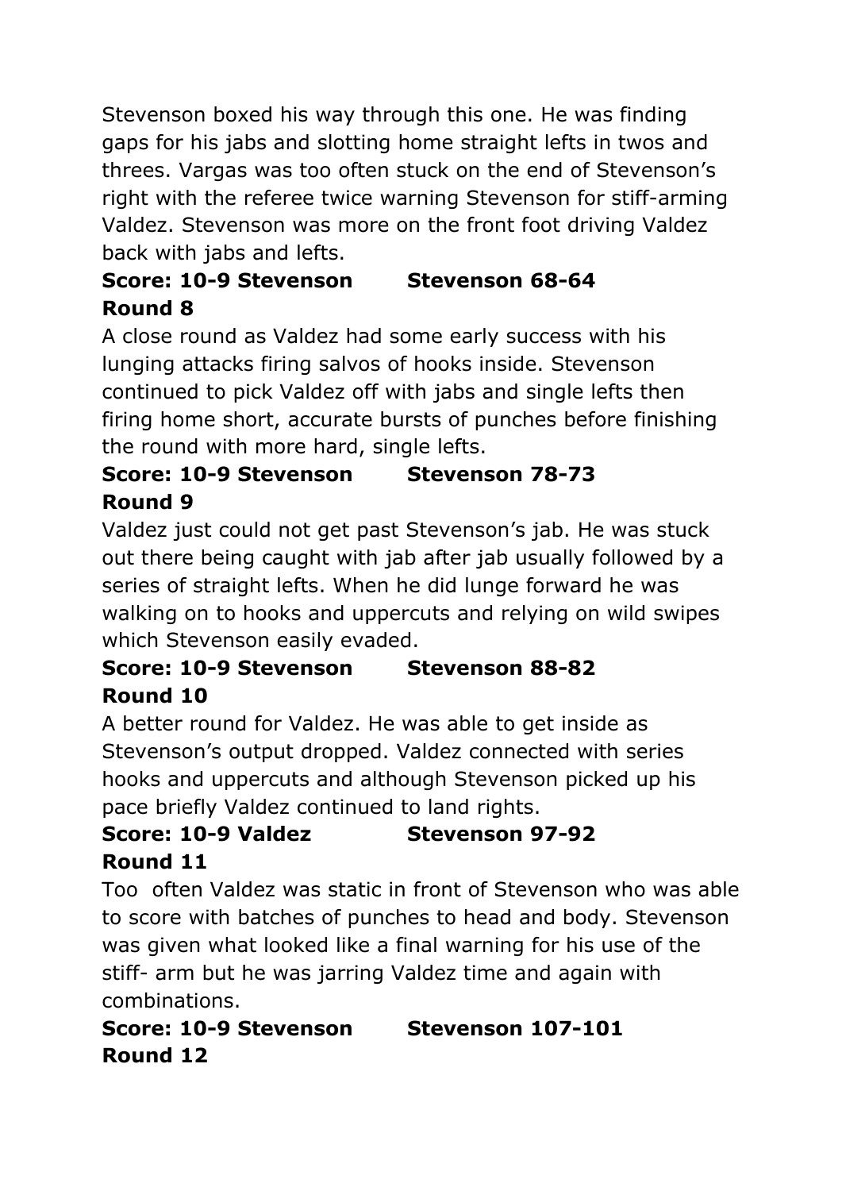Stevenson boxed his way through this one. He was finding gaps for his jabs and slotting home straight lefts in twos and threes. Vargas was too often stuck on the end of Stevenson's right with the referee twice warning Stevenson for stiff-arming Valdez. Stevenson was more on the front foot driving Valdez back with jabs and lefts.

**Score: 10-9 Stevenson  Stevenson 68-64**

**Round 8**

A close round as Valdez had some early success with his lunging attacks firing salvos of hooks inside. Stevenson continued to pick Valdez off with jabs and single lefts then firing home short, accurate bursts of punches before finishing the round with more hard, single lefts.

**Score: 10-9 Stevenson  Stevenson 78-73**

**Round 9**

Valdez just could not get past Stevenson's jab. He was stuck out there being caught with jab after jab usually followed by a series of straight lefts. When he did lunge forward he was walking on to hooks and uppercuts and relying on wild swipes which Stevenson easily evaded.

**Score: 10-9 Stevenson  Stevenson 88-82**

**Round 10**

A better round for Valdez. He was able to get inside as Stevenson's output dropped. Valdez connected with series hooks and uppercuts and although Stevenson picked up his pace briefly Valdez continued to land rights.

**Score: 10-9 Valdez  Stevenson 97-92**

**Round 11**

Too often Valdez was static in front of Stevenson who was able to score with batches of punches to head and body. Stevenson was given what looked like a final warning for his use of the stiff- arm but he was jarring Valdez time and again with combinations.

**Score: 10-9 Stevenson  Stevenson 107-101**

**Round 12**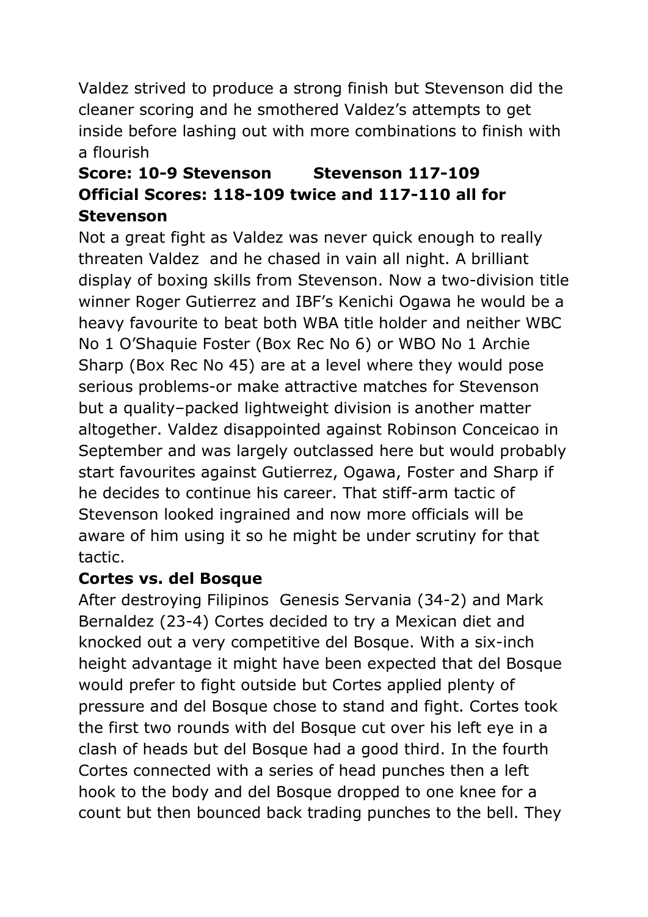Valdez strived to produce a strong finish but Stevenson did the cleaner scoring and he smothered Valdez's attempts to get inside before lashing out with more combinations to finish with a flourish

**Score: 10-9 Stevenson   Stevenson 117-109**
**Official Scores: 118-109 twice and 117-110 all for Stevenson**

Not a great fight as Valdez was never quick enough to really threaten Valdez and he chased in vain all night. A brilliant display of boxing skills from Stevenson. Now a two-division title winner Roger Gutierrez and IBF's Kenichi Ogawa he would be a heavy favourite to beat both WBA title holder and neither WBC No 1 O'Shaquie Foster (Box Rec No 6) or WBO No 1 Archie Sharp (Box Rec No 45) are at a level where they would pose serious problems-or make attractive matches for Stevenson but a quality–packed lightweight division is another matter altogether. Valdez disappointed against Robinson Conceicao in September and was largely outclassed here but would probably start favourites against Gutierrez, Ogawa, Foster and Sharp if he decides to continue his career. That stiff-arm tactic of Stevenson looked ingrained and now more officials will be aware of him using it so he might be under scrutiny for that tactic.

**Cortes vs. del Bosque**

After destroying Filipinos Genesis Servania (34-2) and Mark Bernaldez (23-4) Cortes decided to try a Mexican diet and knocked out a very competitive del Bosque. With a six-inch height advantage it might have been expected that del Bosque would prefer to fight outside but Cortes applied plenty of pressure and del Bosque chose to stand and fight. Cortes took the first two rounds with del Bosque cut over his left eye in a clash of heads but del Bosque had a good third. In the fourth Cortes connected with a series of head punches then a left hook to the body and del Bosque dropped to one knee for a count but then bounced back trading punches to the bell. They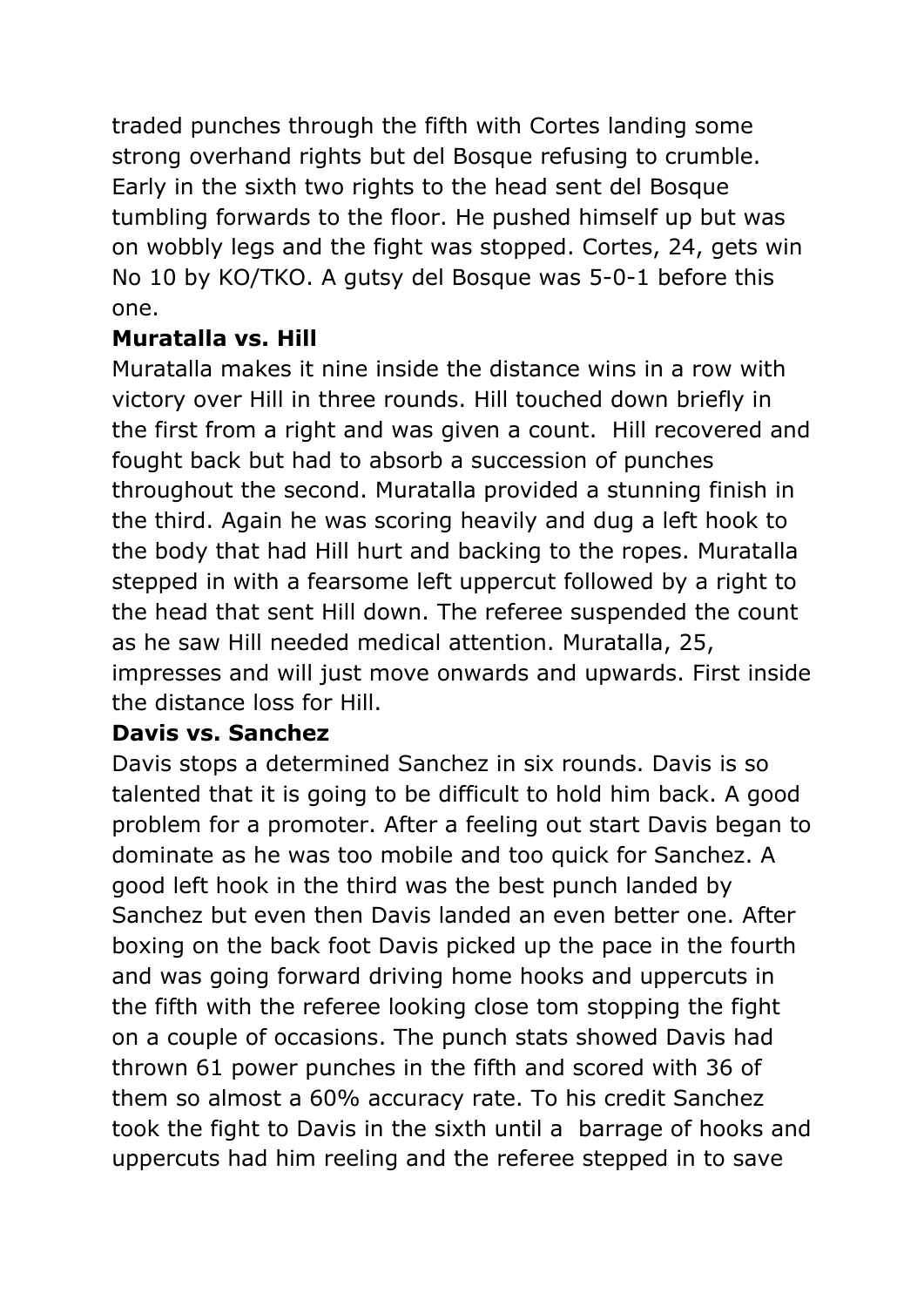traded punches through the fifth with Cortes landing some strong overhand rights but del Bosque refusing to crumble. Early in the sixth two rights to the head sent del Bosque tumbling forwards to the floor. He pushed himself up but was on wobbly legs and the fight was stopped. Cortes, 24, gets win No 10 by KO/TKO. A gutsy del Bosque was 5-0-1 before this one.

**Muratalla vs. Hill**

Muratalla makes it nine inside the distance wins in a row with victory over Hill in three rounds. Hill touched down briefly in the first from a right and was given a count. Hill recovered and fought back but had to absorb a succession of punches throughout the second. Muratalla provided a stunning finish in the third. Again he was scoring heavily and dug a left hook to the body that had Hill hurt and backing to the ropes. Muratalla stepped in with a fearsome left uppercut followed by a right to the head that sent Hill down. The referee suspended the count as he saw Hill needed medical attention. Muratalla, 25, impresses and will just move onwards and upwards. First inside the distance loss for Hill.

**Davis vs. Sanchez**

Davis stops a determined Sanchez in six rounds. Davis is so talented that it is going to be difficult to hold him back. A good problem for a promoter. After a feeling out start Davis began to dominate as he was too mobile and too quick for Sanchez. A good left hook in the third was the best punch landed by Sanchez but even then Davis landed an even better one. After boxing on the back foot Davis picked up the pace in the fourth and was going forward driving home hooks and uppercuts in the fifth with the referee looking close tom stopping the fight on a couple of occasions. The punch stats showed Davis had thrown 61 power punches in the fifth and scored with 36 of them so almost a 60% accuracy rate. To his credit Sanchez took the fight to Davis in the sixth until a barrage of hooks and uppercuts had him reeling and the referee stepped in to save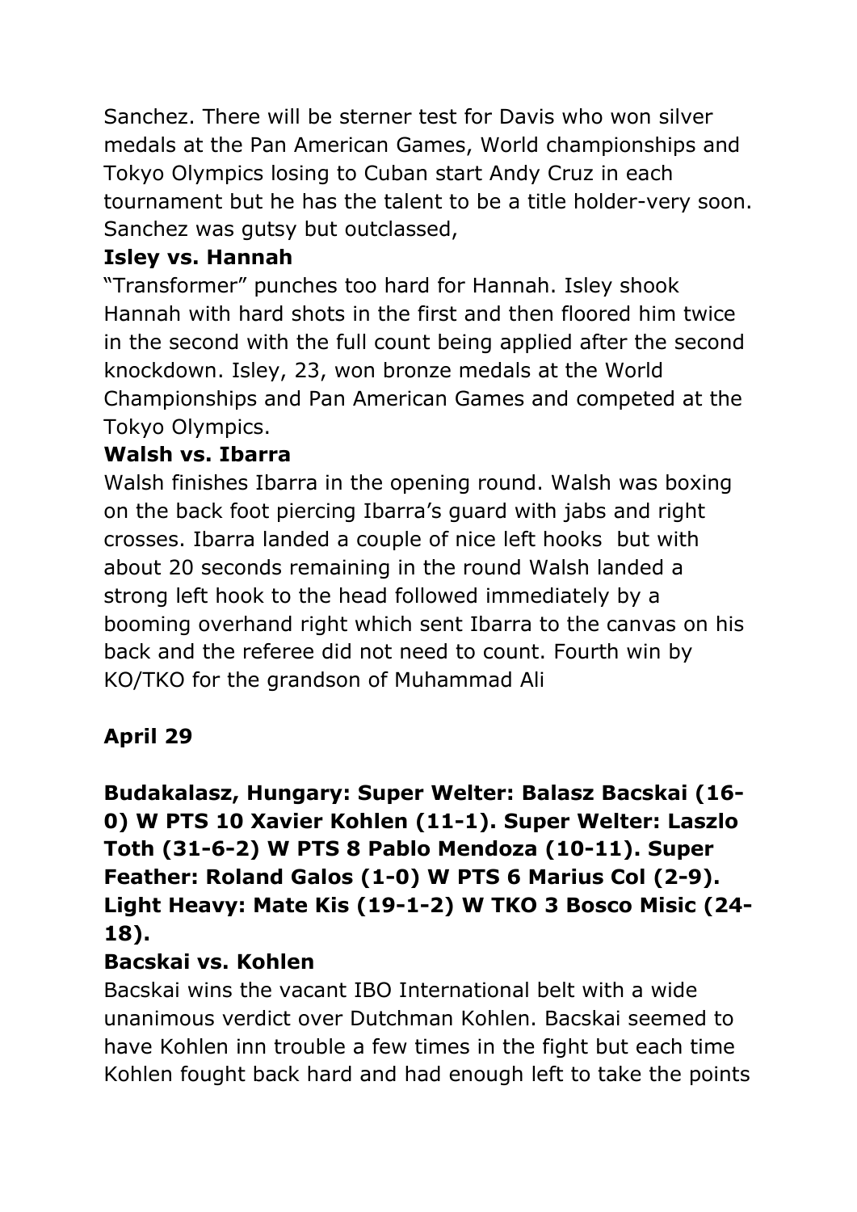Sanchez. There will be sterner test for Davis who won silver medals at the Pan American Games, World championships and Tokyo Olympics losing to Cuban start Andy Cruz in each tournament but he has the talent to be a title holder-very soon. Sanchez was gutsy but outclassed,

**Isley vs. Hannah**

"Transformer" punches too hard for Hannah. Isley shook Hannah with hard shots in the first and then floored him twice in the second with the full count being applied after the second knockdown. Isley, 23, won bronze medals at the World Championships and Pan American Games and competed at the Tokyo Olympics.

**Walsh vs. Ibarra**

Walsh finishes Ibarra in the opening round. Walsh was boxing on the back foot piercing Ibarra's guard with jabs and right crosses. Ibarra landed a couple of nice left hooks but with about 20 seconds remaining in the round Walsh landed a strong left hook to the head followed immediately by a booming overhand right which sent Ibarra to the canvas on his back and the referee did not need to count. Fourth win by KO/TKO for the grandson of Muhammad Ali

**April 29**

**Budakalasz, Hungary: Super Welter: Balasz Bacskai (16-0) W PTS 10 Xavier Kohlen (11-1). Super Welter: Laszlo Toth (31-6-2) W PTS 8 Pablo Mendoza (10-11). Super Feather: Roland Galos (1-0) W PTS 6 Marius Col (2-9). Light Heavy: Mate Kis (19-1-2) W TKO 3 Bosco Misic (24-18).**

**Bacskai vs. Kohlen**

Bacskai wins the vacant IBO International belt with a wide unanimous verdict over Dutchman Kohlen. Bacskai seemed to have Kohlen inn trouble a few times in the fight but each time Kohlen fought back hard and had enough left to take the points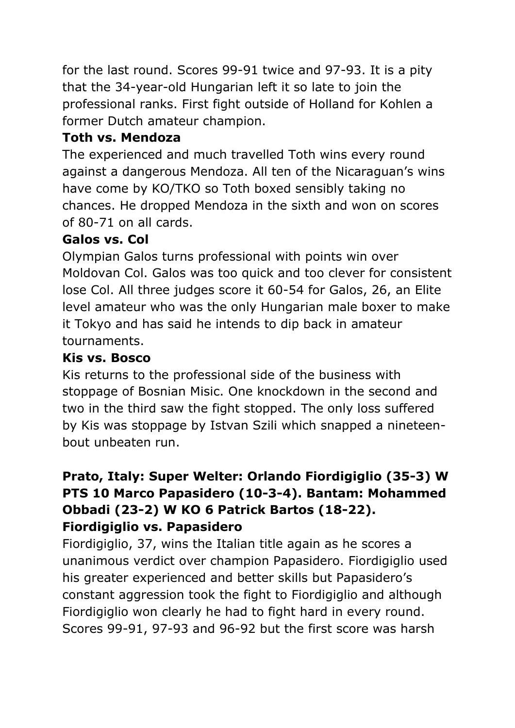for the last round. Scores 99-91 twice and 97-93. It is a pity that the 34-year-old Hungarian left it so late to join the professional ranks. First fight outside of Holland for Kohlen a former Dutch amateur champion.

**Toth vs. Mendoza**

The experienced and much travelled Toth wins every round against a dangerous Mendoza. All ten of the Nicaraguan's wins have come by KO/TKO so Toth boxed sensibly taking no chances. He dropped Mendoza in the sixth and won on scores of 80-71 on all cards.

**Galos vs. Col**

Olympian Galos turns professional with points win over Moldovan Col. Galos was too quick and too clever for consistent lose Col. All three judges score it 60-54 for Galos, 26, an Elite level amateur who was the only Hungarian male boxer to make it Tokyo and has said he intends to dip back in amateur tournaments.

**Kis vs. Bosco**

Kis returns to the professional side of the business with stoppage of Bosnian Misic. One knockdown in the second and two in the third saw the fight stopped. The only loss suffered by Kis was stoppage by Istvan Szili which snapped a nineteen-bout unbeaten run.

**Prato, Italy: Super Welter: Orlando Fiordigiglio (35-3) W PTS 10 Marco Papasidero (10-3-4). Bantam: Mohammed Obbadi (23-2) W KO 6 Patrick Bartos (18-22).**

**Fiordigiglio vs. Papasidero**

Fiordigiglio, 37, wins the Italian title again as he scores a unanimous verdict over champion Papasidero. Fiordigiglio used his greater experienced and better skills but Papasidero's constant aggression took the fight to Fiordigiglio and although Fiordigiglio won clearly he had to fight hard in every round. Scores 99-91, 97-93 and 96-92 but the first score was harsh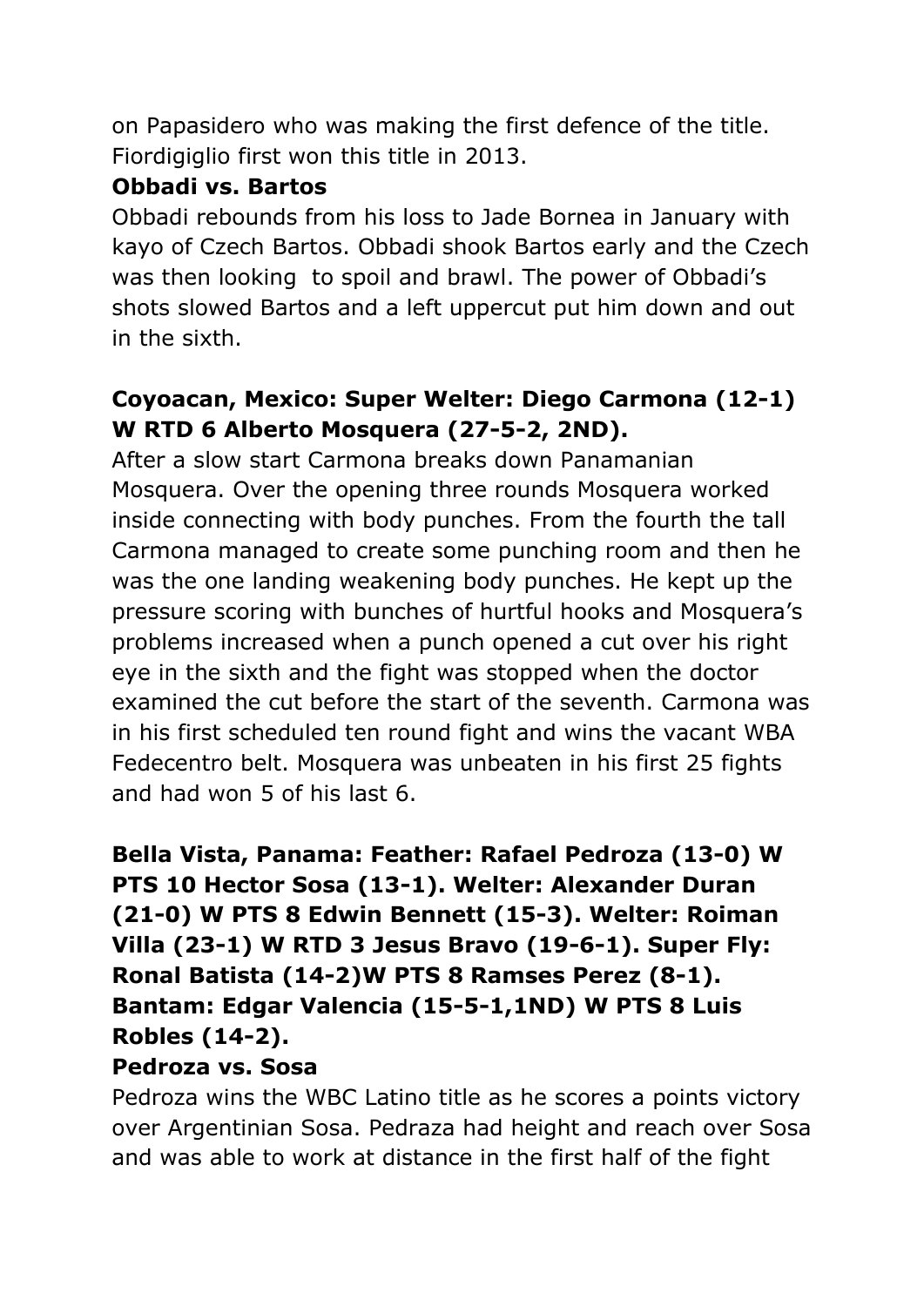on Papasidero who was making the first defence of the title. Fiordigiglio first won this title in 2013.

**Obbadi vs. Bartos**

Obbadi rebounds from his loss to Jade Bornea in January with kayo of Czech Bartos. Obbadi shook Bartos early and the Czech was then looking  to spoil and brawl. The power of Obbadi's shots slowed Bartos and a left uppercut put him down and out in the sixth.

**Coyoacan, Mexico: Super Welter: Diego Carmona (12-1) W RTD 6 Alberto Mosquera (27-5-2, 2ND).**

After a slow start Carmona breaks down Panamanian Mosquera. Over the opening three rounds Mosquera worked inside connecting with body punches. From the fourth the tall Carmona managed to create some punching room and then he was the one landing weakening body punches. He kept up the pressure scoring with bunches of hurtful hooks and Mosquera's problems increased when a punch opened a cut over his right eye in the sixth and the fight was stopped when the doctor examined the cut before the start of the seventh. Carmona was in his first scheduled ten round fight and wins the vacant WBA Fedecentro belt. Mosquera was unbeaten in his first 25 fights and had won 5 of his last 6.

**Bella Vista, Panama: Feather: Rafael Pedroza (13-0) W PTS 10 Hector Sosa (13-1). Welter: Alexander Duran (21-0) W PTS 8 Edwin Bennett (15-3). Welter: Roiman Villa (23-1) W RTD 3 Jesus Bravo (19-6-1). Super Fly: Ronal Batista (14-2)W PTS 8 Ramses Perez (8-1). Bantam: Edgar Valencia (15-5-1,1ND) W PTS 8 Luis Robles (14-2).**

**Pedroza vs. Sosa**

Pedroza wins the WBC Latino title as he scores a points victory over Argentinian Sosa. Pedraza had height and reach over Sosa and was able to work at distance in the first half of the fight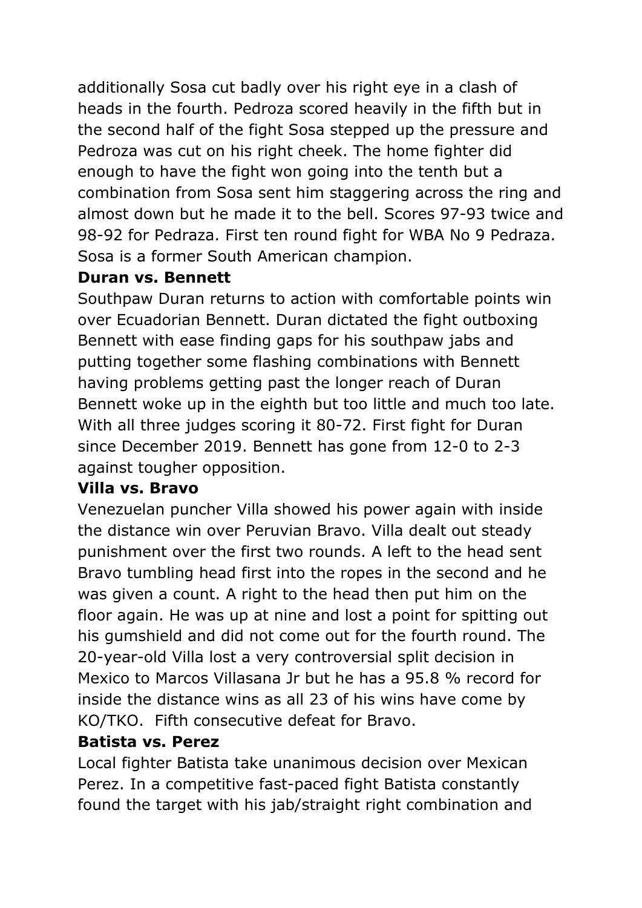additionally Sosa cut badly over his right eye in a clash of heads in the fourth. Pedroza scored heavily in the fifth but in the second half of the fight Sosa stepped up the pressure and Pedroza was cut on his right cheek. The home fighter did enough to have the fight won going into the tenth but a combination from Sosa sent him staggering across the ring and almost down but he made it to the bell. Scores 97-93 twice and 98-92 for Pedraza. First ten round fight for WBA No 9 Pedraza. Sosa is a former South American champion.

**Duran vs. Bennett**

Southpaw Duran returns to action with comfortable points win over Ecuadorian Bennett. Duran dictated the fight outboxing Bennett with ease finding gaps for his southpaw jabs and putting together some flashing combinations with Bennett having problems getting past the longer reach of Duran Bennett woke up in the eighth but too little and much too late. With all three judges scoring it 80-72. First fight for Duran since December 2019. Bennett has gone from 12-0 to 2-3 against tougher opposition.

**Villa vs. Bravo**

Venezuelan puncher Villa showed his power again with inside the distance win over Peruvian Bravo. Villa dealt out steady punishment over the first two rounds. A left to the head sent Bravo tumbling head first into the ropes in the second and he was given a count. A right to the head then put him on the floor again. He was up at nine and lost a point for spitting out his gumshield and did not come out for the fourth round. The 20-year-old Villa lost a very controversial split decision in Mexico to Marcos Villasana Jr but he has a 95.8 % record for inside the distance wins as all 23 of his wins have come by KO/TKO. Fifth consecutive defeat for Bravo.

**Batista vs. Perez**

Local fighter Batista take unanimous decision over Mexican Perez. In a competitive fast-paced fight Batista constantly found the target with his jab/straight right combination and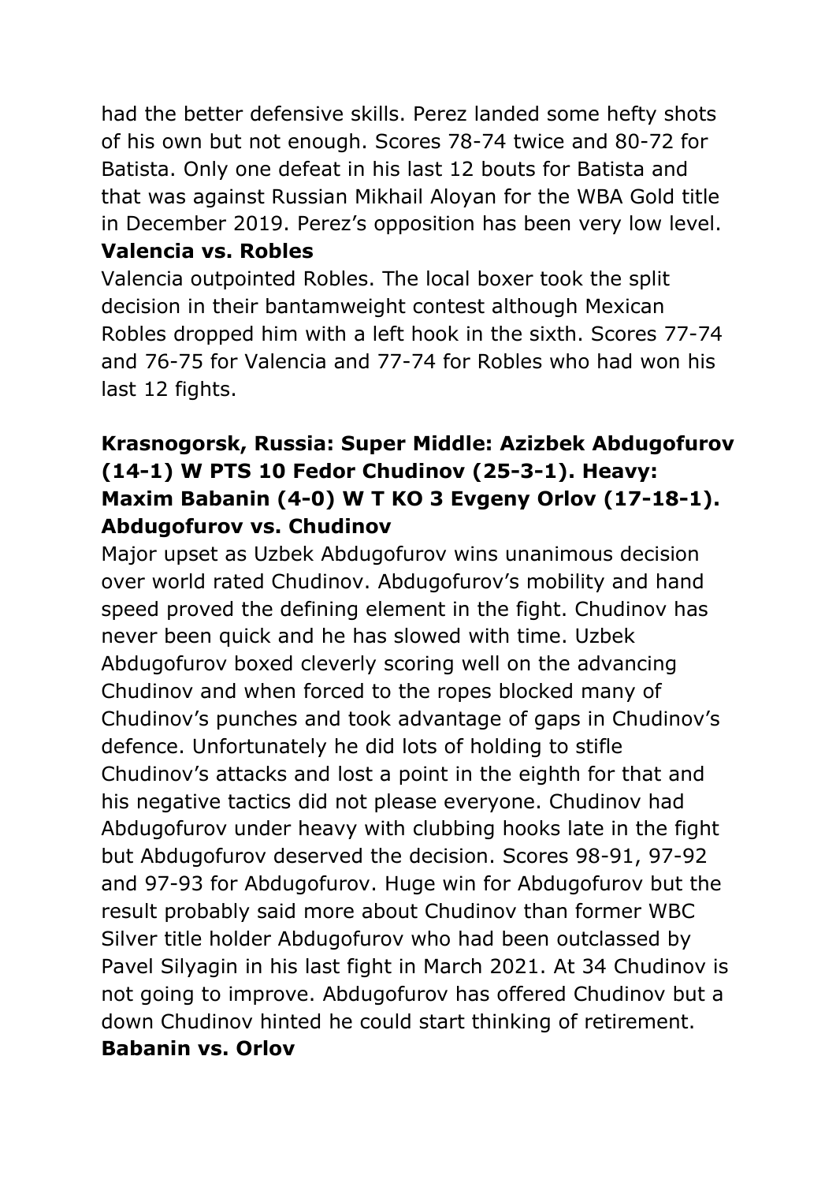had the better defensive skills. Perez landed some hefty shots of his own but not enough. Scores 78-74 twice and 80-72 for Batista. Only one defeat in his last 12 bouts for Batista and that was against Russian Mikhail Aloyan for the WBA Gold title in December 2019. Perez's opposition has been very low level.

**Valencia vs. Robles**

Valencia outpointed Robles. The local boxer took the split decision in their bantamweight contest although Mexican Robles dropped him with a left hook in the sixth. Scores 77-74 and 76-75 for Valencia and 77-74 for Robles who had won his last 12 fights.

**Krasnogorsk, Russia: Super Middle: Azizbek Abdugofurov (14-1) W PTS 10 Fedor Chudinov (25-3-1). Heavy: Maxim Babanin (4-0) W T KO 3 Evgeny Orlov (17-18-1).**

**Abdugofurov vs. Chudinov**

Major upset as Uzbek Abdugofurov wins unanimous decision over world rated Chudinov. Abdugofurov's mobility and hand speed proved the defining element in the fight. Chudinov has never been quick and he has slowed with time. Uzbek Abdugofurov boxed cleverly scoring well on the advancing Chudinov and when forced to the ropes blocked many of Chudinov's punches and took advantage of gaps in Chudinov's defence. Unfortunately he did lots of holding to stifle Chudinov's attacks and lost a point in the eighth for that and his negative tactics did not please everyone. Chudinov had Abdugofurov under heavy with clubbing hooks late in the fight but Abdugofurov deserved the decision. Scores 98-91, 97-92 and 97-93 for Abdugofurov. Huge win for Abdugofurov but the result probably said more about Chudinov than former WBC Silver title holder Abdugofurov who had been outclassed by Pavel Silyagin in his last fight in March 2021. At 34 Chudinov is not going to improve. Abdugofurov has offered Chudinov but a down Chudinov hinted he could start thinking of retirement.

**Babanin vs. Orlov**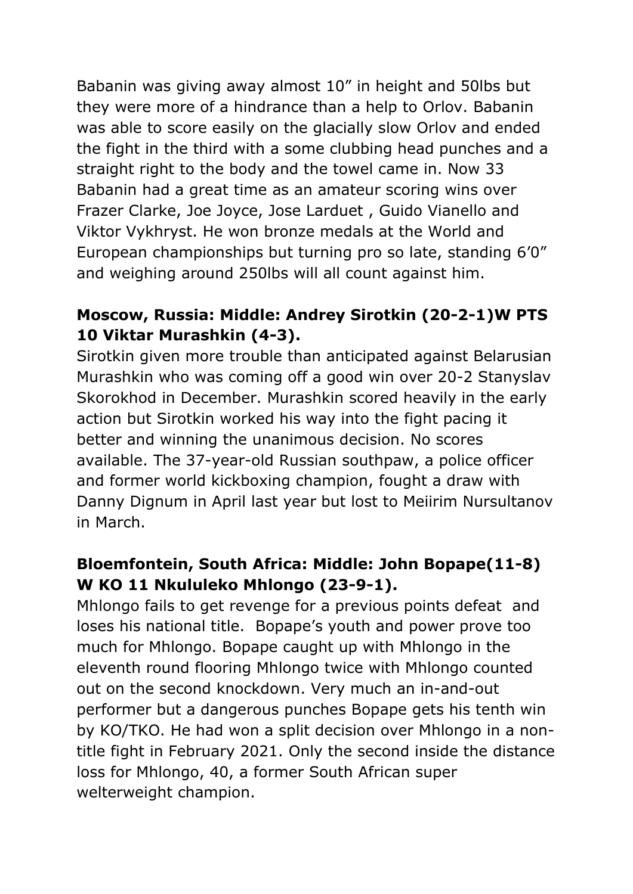Babanin was giving away almost 10" in height and 50lbs but they were more of a hindrance than a help to Orlov. Babanin was able to score easily on the glacially slow Orlov and ended the fight in the third with a some clubbing head punches and a straight right to the body and the towel came in. Now 33 Babanin had a great time as an amateur scoring wins over Frazer Clarke, Joe Joyce, Jose Larduet , Guido Vianello and Viktor Vykhryst. He won bronze medals at the World and European championships but turning pro so late, standing 6'0" and weighing around 250lbs will all count against him.

**Moscow, Russia: Middle: Andrey Sirotkin (20-2-1)W PTS 10 Viktar Murashkin (4-3).**

Sirotkin given more trouble than anticipated against Belarusian Murashkin who was coming off a good win over 20-2 Stanyslav Skorokhod in December. Murashkin scored heavily in the early action but Sirotkin worked his way into the fight pacing it better and winning the unanimous decision. No scores available. The 37-year-old Russian southpaw, a police officer and former world kickboxing champion, fought a draw with Danny Dignum in April last year but lost to Meiirim Nursultanov in March.

**Bloemfontein, South Africa: Middle: John Bopape(11-8) W KO 11 Nkululeko Mhlongo (23-9-1).**

Mhlongo fails to get revenge for a previous points defeat and loses his national title. Bopape's youth and power prove too much for Mhlongo. Bopape caught up with Mhlongo in the eleventh round flooring Mhlongo twice with Mhlongo counted out on the second knockdown. Very much an in-and-out performer but a dangerous punches Bopape gets his tenth win by KO/TKO. He had won a split decision over Mhlongo in a non-title fight in February 2021. Only the second inside the distance loss for Mhlongo, 40, a former South African super welterweight champion.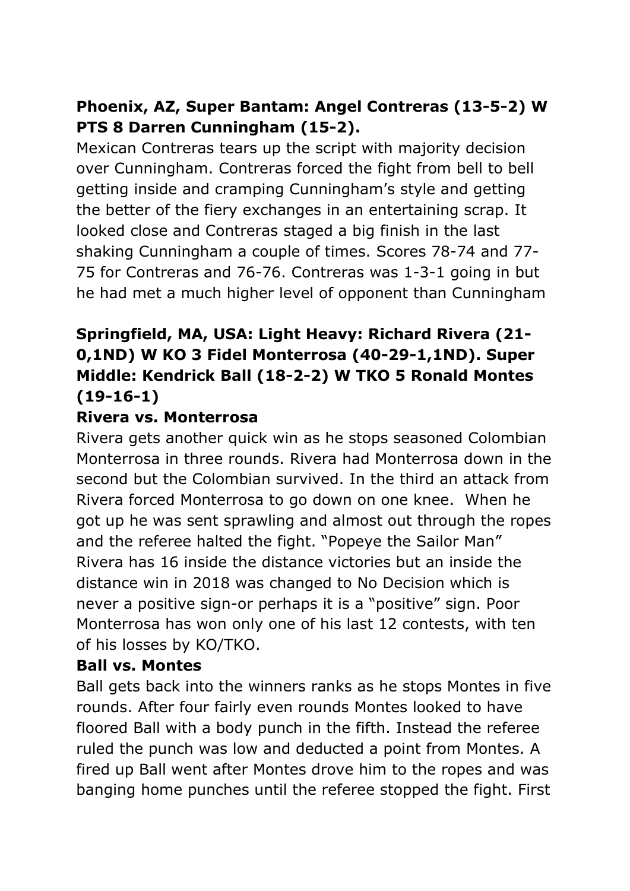**Phoenix, AZ, Super Bantam: Angel Contreras (13-5-2) W PTS 8 Darren Cunningham (15-2).**

Mexican Contreras tears up the script with majority decision over Cunningham. Contreras forced the fight from bell to bell getting inside and cramping Cunningham's style and getting the better of the fiery exchanges in an entertaining scrap. It looked close and Contreras staged a big finish in the last shaking Cunningham a couple of times. Scores 78-74 and 77-75 for Contreras and 76-76. Contreras was 1-3-1 going in but he had met a much higher level of opponent than Cunningham

**Springfield, MA, USA: Light Heavy: Richard Rivera (21-0,1ND) W KO 3 Fidel Monterrosa (40-29-1,1ND). Super Middle: Kendrick Ball (18-2-2) W TKO 5 Ronald Montes (19-16-1)**

**Rivera vs. Monterrosa**

Rivera gets another quick win as he stops seasoned Colombian Monterrosa in three rounds. Rivera had Monterrosa down in the second but the Colombian survived. In the third an attack from Rivera forced Monterrosa to go down on one knee. When he got up he was sent sprawling and almost out through the ropes and the referee halted the fight. "Popeye the Sailor Man" Rivera has 16 inside the distance victories but an inside the distance win in 2018 was changed to No Decision which is never a positive sign-or perhaps it is a "positive" sign. Poor Monterrosa has won only one of his last 12 contests, with ten of his losses by KO/TKO.

**Ball vs. Montes**

Ball gets back into the winners ranks as he stops Montes in five rounds. After four fairly even rounds Montes looked to have floored Ball with a body punch in the fifth. Instead the referee ruled the punch was low and deducted a point from Montes. A fired up Ball went after Montes drove him to the ropes and was banging home punches until the referee stopped the fight. First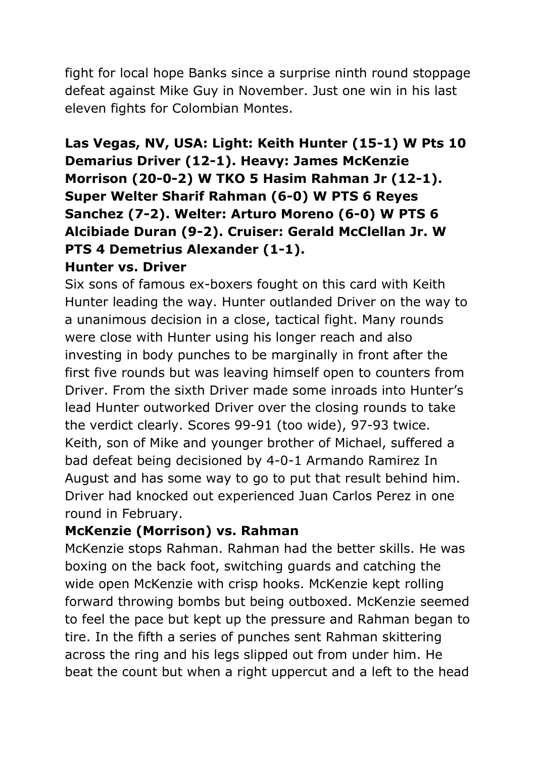fight for local hope Banks since a surprise ninth round stoppage defeat against Mike Guy in November. Just one win in his last eleven fights for Colombian Montes.

**Las Vegas, NV, USA: Light: Keith Hunter (15-1) W Pts 10 Demarius Driver (12-1). Heavy: James McKenzie Morrison (20-0-2) W TKO 5 Hasim Rahman Jr (12-1). Super Welter Sharif Rahman (6-0) W PTS 6 Reyes Sanchez (7-2). Welter: Arturo Moreno (6-0) W PTS 6 Alcibiade Duran (9-2). Cruiser: Gerald McClellan Jr. W PTS 4 Demetrius Alexander (1-1).**

**Hunter vs. Driver**

Six sons of famous ex-boxers fought on this card with Keith Hunter leading the way. Hunter outlanded Driver on the way to a unanimous decision in a close, tactical fight. Many rounds were close with Hunter using his longer reach and also investing in body punches to be marginally in front after the first five rounds but was leaving himself open to counters from Driver. From the sixth Driver made some inroads into Hunter's lead Hunter outworked Driver over the closing rounds to take the verdict clearly. Scores 99-91 (too wide), 97-93 twice. Keith, son of Mike and younger brother of Michael, suffered a bad defeat being decisioned by 4-0-1 Armando Ramirez In August and has some way to go to put that result behind him. Driver had knocked out experienced Juan Carlos Perez in one round in February.

**McKenzie (Morrison) vs. Rahman**

McKenzie stops Rahman. Rahman had the better skills. He was boxing on the back foot, switching guards and catching the wide open McKenzie with crisp hooks. McKenzie kept rolling forward throwing bombs but being outboxed. McKenzie seemed to feel the pace but kept up the pressure and Rahman began to tire. In the fifth a series of punches sent Rahman skittering across the ring and his legs slipped out from under him. He beat the count but when a right uppercut and a left to the head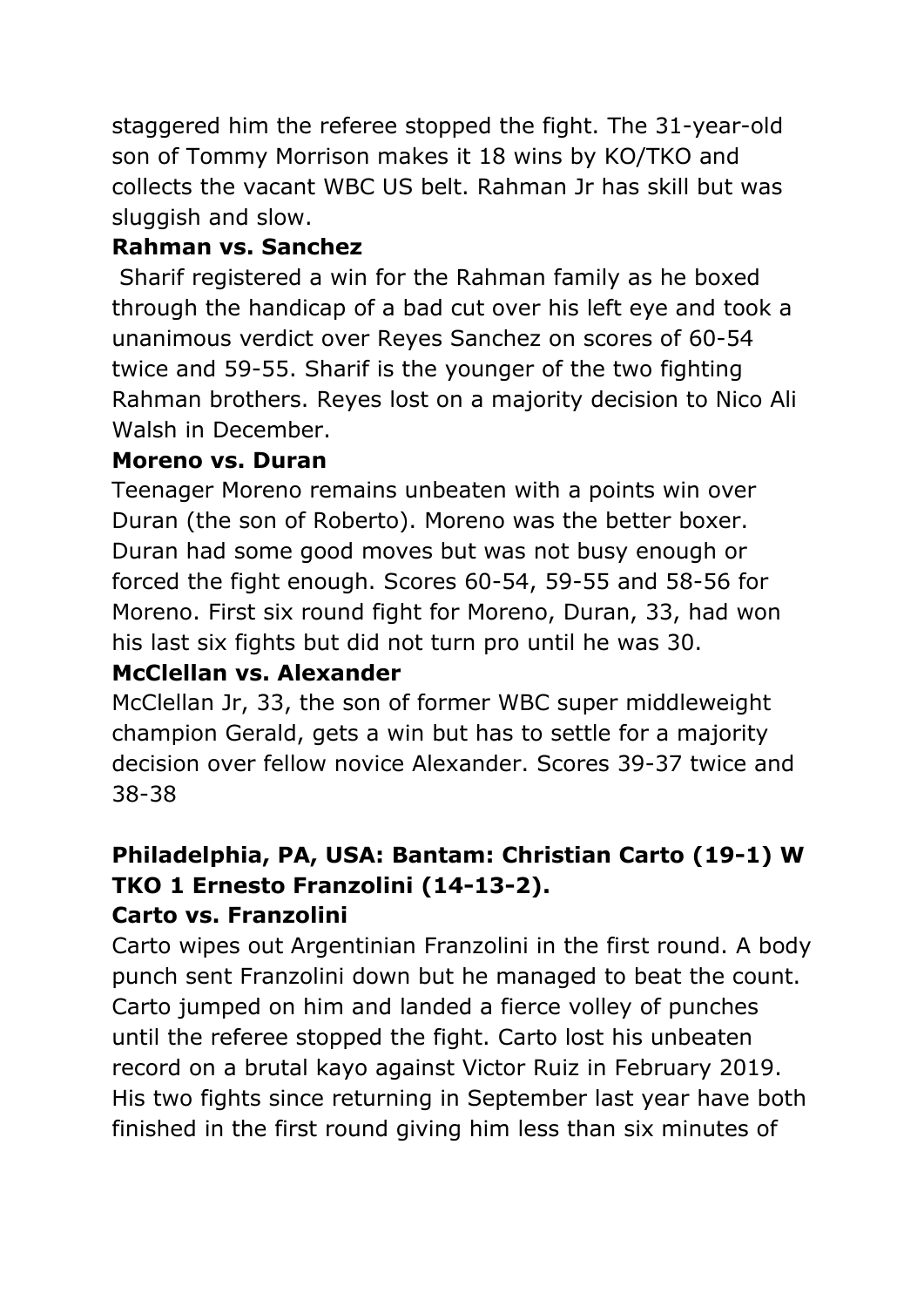staggered him the referee stopped the fight. The 31-year-old son of Tommy Morrison makes it 18 wins by KO/TKO and collects the vacant WBC US belt. Rahman Jr has skill but was sluggish and slow.

**Rahman vs. Sanchez**

Sharif registered a win for the Rahman family as he boxed through the handicap of a bad cut over his left eye and took a unanimous verdict over Reyes Sanchez on scores of 60-54 twice and 59-55. Sharif is the younger of the two fighting Rahman brothers. Reyes lost on a majority decision to Nico Ali Walsh in December.

**Moreno vs. Duran**

Teenager Moreno remains unbeaten with a points win over Duran (the son of Roberto). Moreno was the better boxer. Duran had some good moves but was not busy enough or forced the fight enough. Scores 60-54, 59-55 and 58-56 for Moreno. First six round fight for Moreno, Duran, 33, had won his last six fights but did not turn pro until he was 30.

**McClellan vs. Alexander**

McClellan Jr, 33, the son of former WBC super middleweight champion Gerald, gets a win but has to settle for a majority decision over fellow novice Alexander. Scores 39-37 twice and 38-38

**Philadelphia, PA, USA: Bantam: Christian Carto (19-1) W TKO 1 Ernesto Franzolini (14-13-2).**

**Carto vs. Franzolini**

Carto wipes out Argentinian Franzolini in the first round. A body punch sent Franzolini down but he managed to beat the count. Carto jumped on him and landed a fierce volley of punches until the referee stopped the fight. Carto lost his unbeaten record on a brutal kayo against Victor Ruiz in February 2019. His two fights since returning in September last year have both finished in the first round giving him less than six minutes of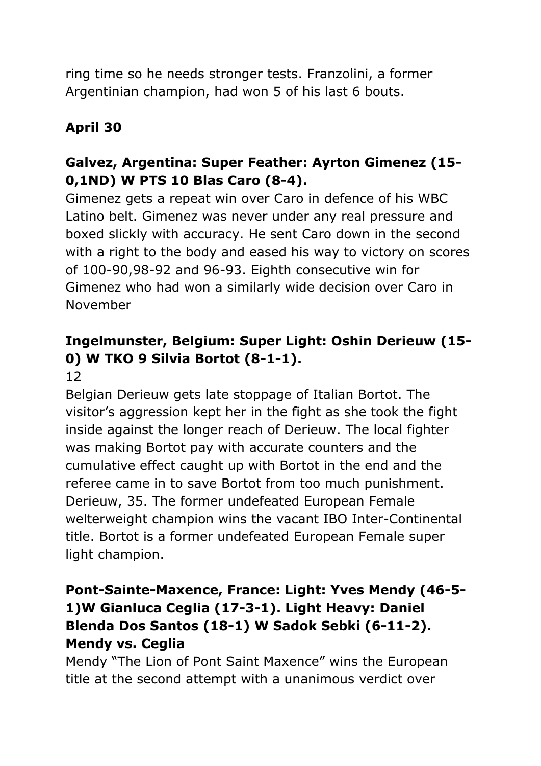ring time so he needs stronger tests. Franzolini, a former Argentinian champion, had won 5 of his last 6 bouts.

## April 30

### Galvez, Argentina: Super Feather: Ayrton Gimenez (15-0,1ND) W PTS 10 Blas Caro (8-4).

Gimenez gets a repeat win over Caro in defence of his WBC Latino belt. Gimenez was never under any real pressure and boxed slickly with accuracy. He sent Caro down in the second with a right to the body and eased his way to victory on scores of 100-90,98-92 and 96-93. Eighth consecutive win for Gimenez who had won a similarly wide decision over Caro in November

### Ingelmunster, Belgium: Super Light: Oshin Derieuw (15-0) W TKO 9 Silvia Bortot (8-1-1).

12

Belgian Derieuw gets late stoppage of Italian Bortot. The visitor's aggression kept her in the fight as she took the fight inside against the longer reach of Derieuw. The local fighter was making Bortot pay with accurate counters and the cumulative effect caught up with Bortot in the end and the referee came in to save Bortot from too much punishment. Derieuw, 35. The former undefeated European Female welterweight champion wins the vacant IBO Inter-Continental title. Bortot is a former undefeated European Female super light champion.

### Pont-Sainte-Maxence, France: Light: Yves Mendy (46-5-1)W Gianluca Ceglia (17-3-1). Light Heavy: Daniel Blenda Dos Santos (18-1) W Sadok Sebki (6-11-2).

**Mendy vs. Ceglia**

Mendy "The Lion of Pont Saint Maxence" wins the European title at the second attempt with a unanimous verdict over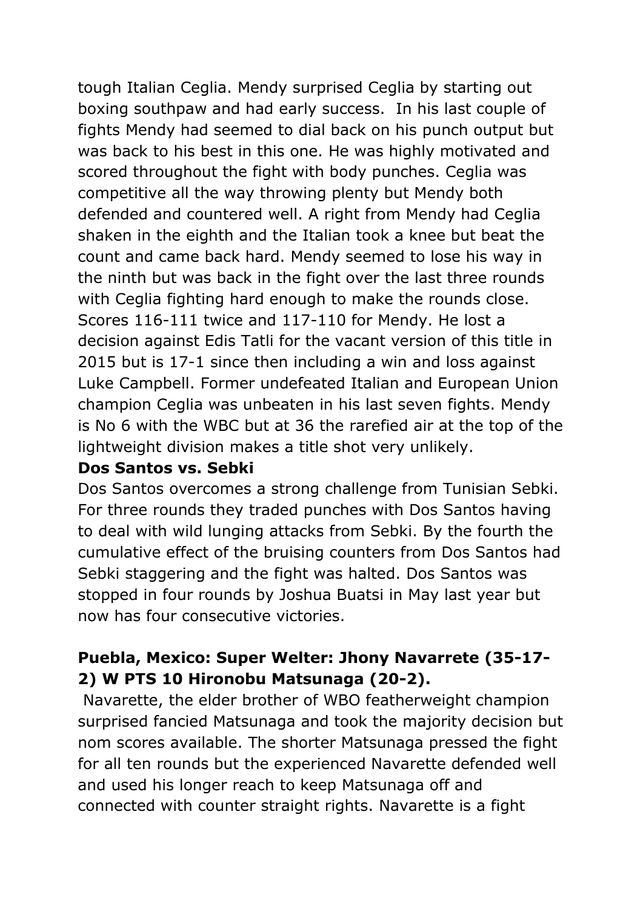tough Italian Ceglia. Mendy surprised Ceglia by starting out boxing southpaw and had early success. In his last couple of fights Mendy had seemed to dial back on his punch output but was back to his best in this one. He was highly motivated and scored throughout the fight with body punches. Ceglia was competitive all the way throwing plenty but Mendy both defended and countered well. A right from Mendy had Ceglia shaken in the eighth and the Italian took a knee but beat the count and came back hard. Mendy seemed to lose his way in the ninth but was back in the fight over the last three rounds with Ceglia fighting hard enough to make the rounds close. Scores 116-111 twice and 117-110 for Mendy. He lost a decision against Edis Tatli for the vacant version of this title in 2015 but is 17-1 since then including a win and loss against Luke Campbell. Former undefeated Italian and European Union champion Ceglia was unbeaten in his last seven fights. Mendy is No 6 with the WBC but at 36 the rarefied air at the top of the lightweight division makes a title shot very unlikely.

**Dos Santos vs. Sebki**

Dos Santos overcomes a strong challenge from Tunisian Sebki. For three rounds they traded punches with Dos Santos having to deal with wild lunging attacks from Sebki. By the fourth the cumulative effect of the bruising counters from Dos Santos had Sebki staggering and the fight was halted. Dos Santos was stopped in four rounds by Joshua Buatsi in May last year but now has four consecutive victories.

**Puebla, Mexico: Super Welter: Jhony Navarrete (35-17-2) W PTS 10 Hironobu Matsunaga (20-2).**

Navarette, the elder brother of WBO featherweight champion surprised fancied Matsunaga and took the majority decision but nom scores available. The shorter Matsunaga pressed the fight for all ten rounds but the experienced Navarette defended well and used his longer reach to keep Matsunaga off and connected with counter straight rights. Navarette is a fight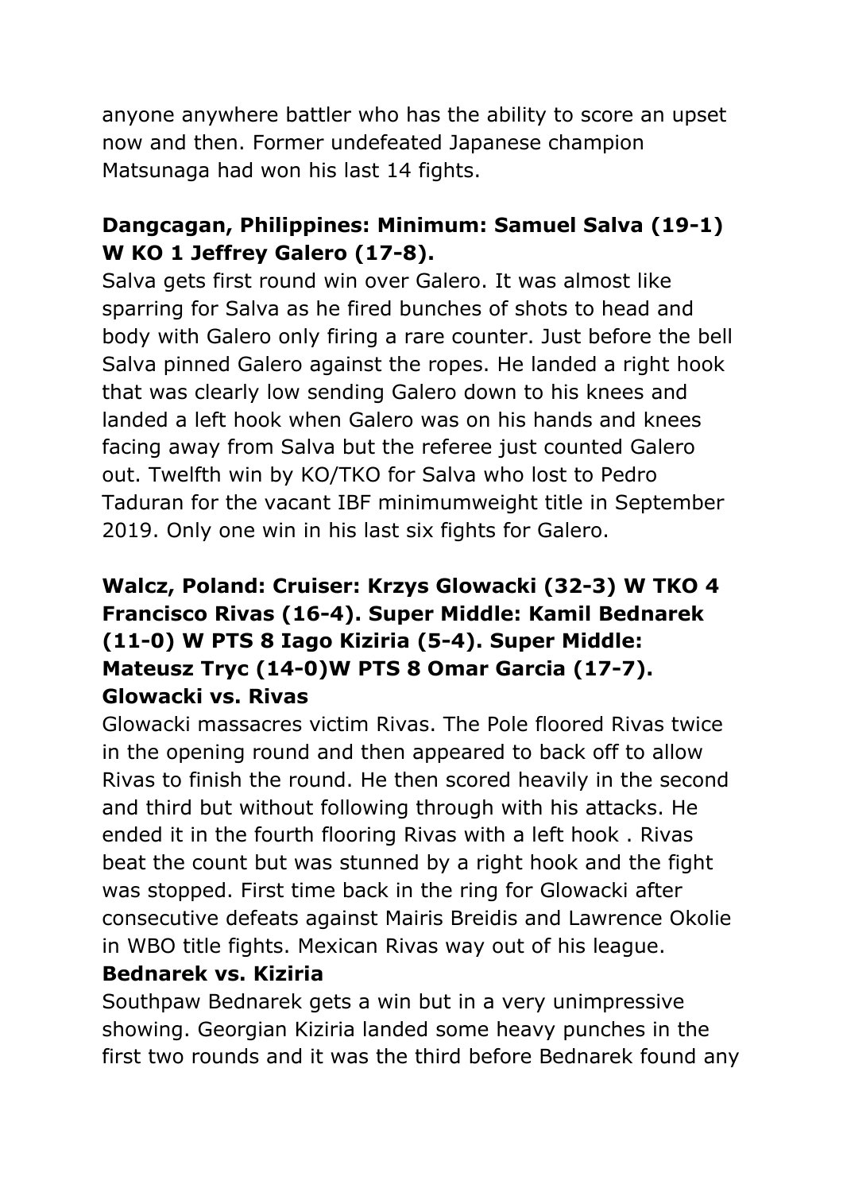anyone anywhere battler who has the ability to score an upset now and then. Former undefeated Japanese champion Matsunaga had won his last 14 fights.

**Dangcagan, Philippines: Minimum: Samuel Salva (19-1) W KO 1 Jeffrey Galero (17-8).**

Salva gets first round win over Galero. It was almost like sparring for Salva as he fired bunches of shots to head and body with Galero only firing a rare counter. Just before the bell Salva pinned Galero against the ropes. He landed a right hook that was clearly low sending Galero down to his knees and landed a left hook when Galero was on his hands and knees facing away from Salva but the referee just counted Galero out. Twelfth win by KO/TKO for Salva who lost to Pedro Taduran for the vacant IBF minimumweight title in September 2019. Only one win in his last six fights for Galero.

**Walcz, Poland: Cruiser: Krzys Glowacki (32-3) W TKO 4 Francisco Rivas (16-4). Super Middle: Kamil Bednarek (11-0) W PTS 8 Iago Kiziria (5-4). Super Middle: Mateusz Tryc (14-0)W PTS 8 Omar Garcia (17-7).**

**Glowacki vs. Rivas**

Glowacki massacres victim Rivas. The Pole floored Rivas twice in the opening round and then appeared to back off to allow Rivas to finish the round. He then scored heavily in the second and third but without following through with his attacks. He ended it in the fourth flooring Rivas with a left hook . Rivas beat the count but was stunned by a right hook and the fight was stopped. First time back in the ring for Glowacki after consecutive defeats against Mairis Breidis and Lawrence Okolie in WBO title fights. Mexican Rivas way out of his league.

**Bednarek vs. Kiziria**

Southpaw Bednarek gets a win but in a very unimpressive showing. Georgian Kiziria landed some heavy punches in the first two rounds and it was the third before Bednarek found any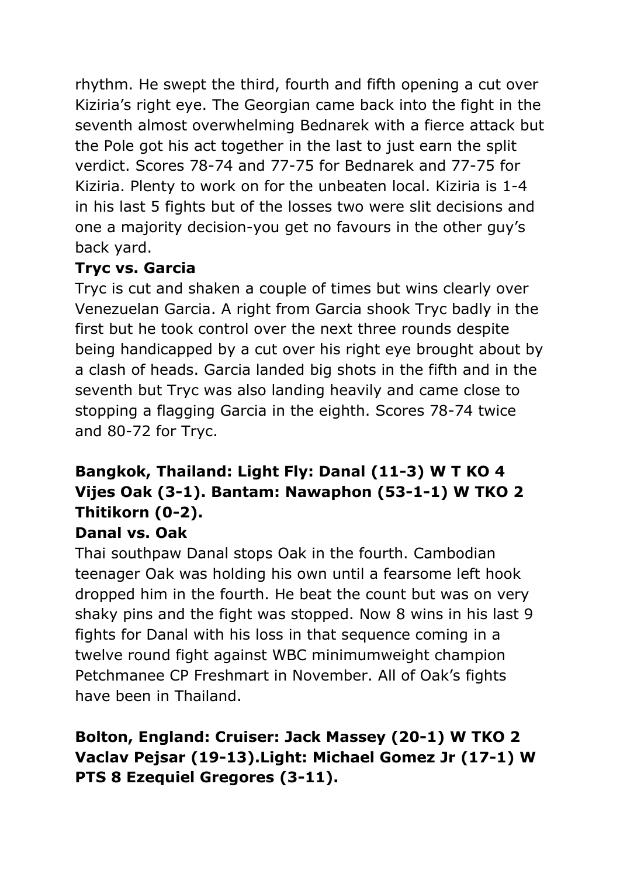rhythm. He swept the third, fourth and fifth opening a cut over Kiziria's right eye. The Georgian came back into the fight in the seventh almost overwhelming Bednarek with a fierce attack but the Pole got his act together in the last to just earn the split verdict. Scores 78-74 and 77-75 for Bednarek and 77-75 for Kiziria. Plenty to work on for the unbeaten local. Kiziria is 1-4 in his last 5 fights but of the losses two were slit decisions and one a majority decision-you get no favours in the other guy's back yard.

**Tryc vs. Garcia**

Tryc is cut and shaken a couple of times but wins clearly over Venezuelan Garcia. A right from Garcia shook Tryc badly in the first but he took control over the next three rounds despite being handicapped by a cut over his right eye brought about by a clash of heads. Garcia landed big shots in the fifth and in the seventh but Tryc was also landing heavily and came close to stopping a flagging Garcia in the eighth. Scores 78-74 twice and 80-72 for Tryc.

**Bangkok, Thailand: Light Fly: Danal (11-3) W T KO 4 Vijes Oak (3-1). Bantam: Nawaphon (53-1-1) W TKO 2 Thitikorn (0-2).**

**Danal vs. Oak**

Thai southpaw Danal stops Oak in the fourth. Cambodian teenager Oak was holding his own until a fearsome left hook dropped him in the fourth. He beat the count but was on very shaky pins and the fight was stopped. Now 8 wins in his last 9 fights for Danal with his loss in that sequence coming in a twelve round fight against WBC minimumweight champion Petchmanee CP Freshmart in November. All of Oak's fights have been in Thailand.

**Bolton, England: Cruiser: Jack Massey (20-1) W TKO 2 Vaclav Pejsar (19-13).Light: Michael Gomez Jr (17-1) W PTS 8 Ezequiel Gregores (3-11).**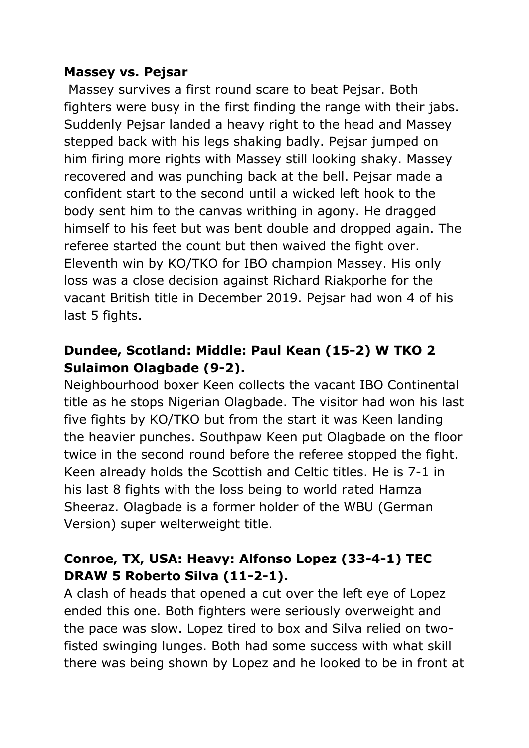**Massey vs. Pejsar**

Massey survives a first round scare to beat Pejsar. Both fighters were busy in the first finding the range with their jabs. Suddenly Pejsar landed a heavy right to the head and Massey stepped back with his legs shaking badly. Pejsar jumped on him firing more rights with Massey still looking shaky. Massey recovered and was punching back at the bell. Pejsar made a confident start to the second until a wicked left hook to the body sent him to the canvas writhing in agony. He dragged himself to his feet but was bent double and dropped again. The referee started the count but then waived the fight over. Eleventh win by KO/TKO for IBO champion Massey. His only loss was a close decision against Richard Riakporhe for the vacant British title in December 2019. Pejsar had won 4 of his last 5 fights.

**Dundee, Scotland: Middle: Paul Kean (15-2) W TKO 2 Sulaimon Olagbade (9-2).**

Neighbourhood boxer Keen collects the vacant IBO Continental title as he stops Nigerian Olagbade. The visitor had won his last five fights by KO/TKO but from the start it was Keen landing the heavier punches. Southpaw Keen put Olagbade on the floor twice in the second round before the referee stopped the fight. Keen already holds the Scottish and Celtic titles. He is 7-1 in his last 8 fights with the loss being to world rated Hamza Sheeraz. Olagbade is a former holder of the WBU (German Version) super welterweight title.

**Conroe, TX, USA: Heavy: Alfonso Lopez (33-4-1) TEC DRAW 5 Roberto Silva (11-2-1).**

A clash of heads that opened a cut over the left eye of Lopez ended this one. Both fighters were seriously overweight and the pace was slow. Lopez tired to box and Silva relied on two-fisted swinging lunges. Both had some success with what skill there was being shown by Lopez and he looked to be in front at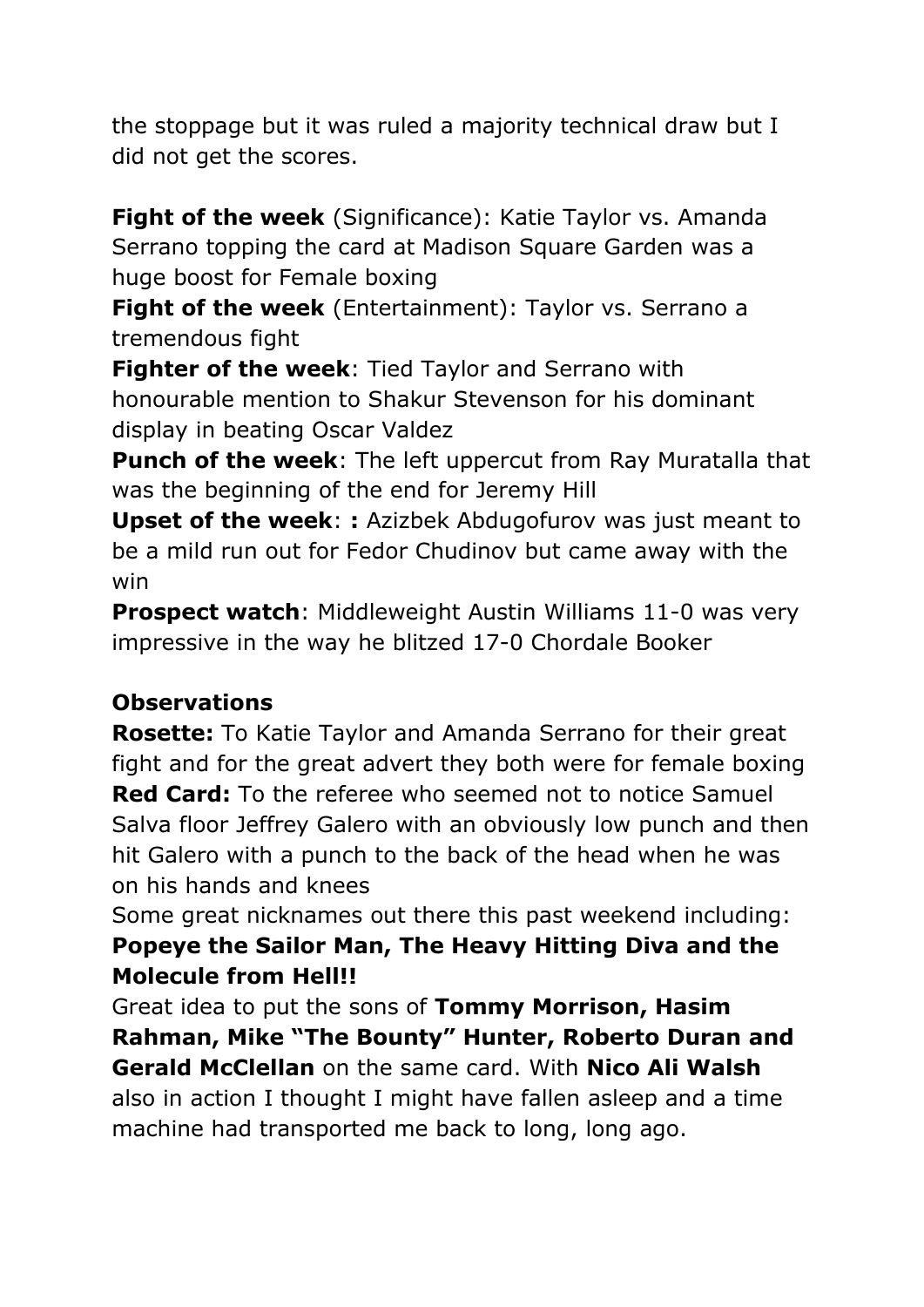the stoppage but it was ruled a majority technical draw but I did not get the scores.

**Fight of the week** (Significance): Katie Taylor vs. Amanda Serrano topping the card at Madison Square Garden was a huge boost for Female boxing
**Fight of the week** (Entertainment): Taylor vs. Serrano a tremendous fight
**Fighter of the week**: Tied Taylor and Serrano with honourable mention to Shakur Stevenson for his dominant display in beating Oscar Valdez
**Punch of the week**: The left uppercut from Ray Muratalla that was the beginning of the end for Jeremy Hill
**Upset of the week**: **:** Azizbek Abdugofurov was just meant to be a mild run out for Fedor Chudinov but came away with the win
**Prospect watch**: Middleweight Austin Williams 11-0 was very impressive in the way he blitzed 17-0 Chordale Booker

**Observations**
**Rosette:** To Katie Taylor and Amanda Serrano for their great fight and for the great advert they both were for female boxing
**Red Card:** To the referee who seemed not to notice Samuel Salva floor Jeffrey Galero with an obviously low punch and then hit Galero with a punch to the back of the head when he was on his hands and knees
Some great nicknames out there this past weekend including: **Popeye the Sailor Man, The Heavy Hitting Diva and the Molecule from Hell!!**
Great idea to put the sons of **Tommy Morrison, Hasim Rahman, Mike "The Bounty" Hunter, Roberto Duran and Gerald McClellan** on the same card. With **Nico Ali Walsh** also in action I thought I might have fallen asleep and a time machine had transported me back to long, long ago.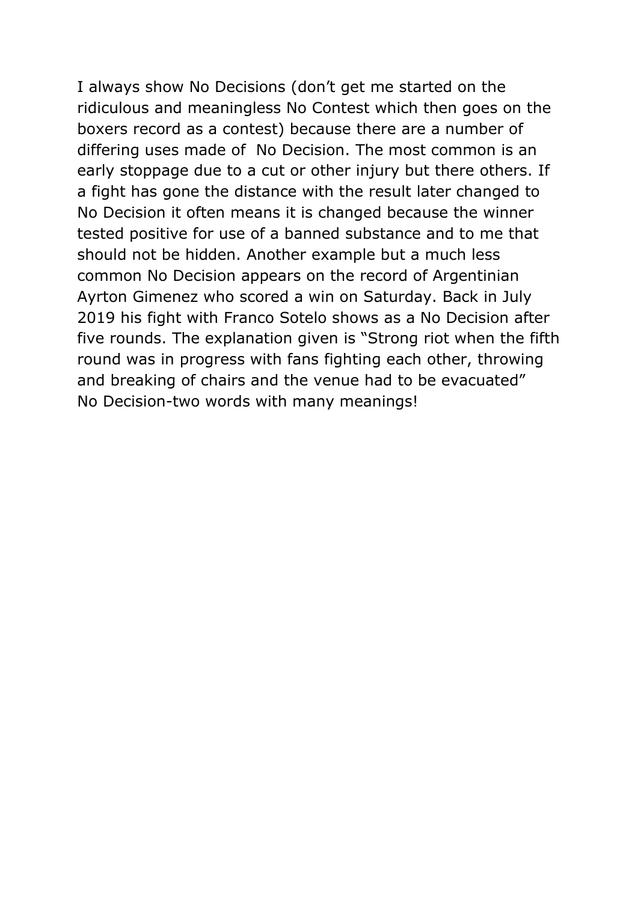I always show No Decisions (don't get me started on the ridiculous and meaningless No Contest which then goes on the boxers record as a contest) because there are a number of differing uses made of  No Decision. The most common is an early stoppage due to a cut or other injury but there others. If a fight has gone the distance with the result later changed to No Decision it often means it is changed because the winner tested positive for use of a banned substance and to me that should not be hidden. Another example but a much less common No Decision appears on the record of Argentinian Ayrton Gimenez who scored a win on Saturday. Back in July 2019 his fight with Franco Sotelo shows as a No Decision after five rounds. The explanation given is "Strong riot when the fifth round was in progress with fans fighting each other, throwing and breaking of chairs and the venue had to be evacuated"
No Decision-two words with many meanings!